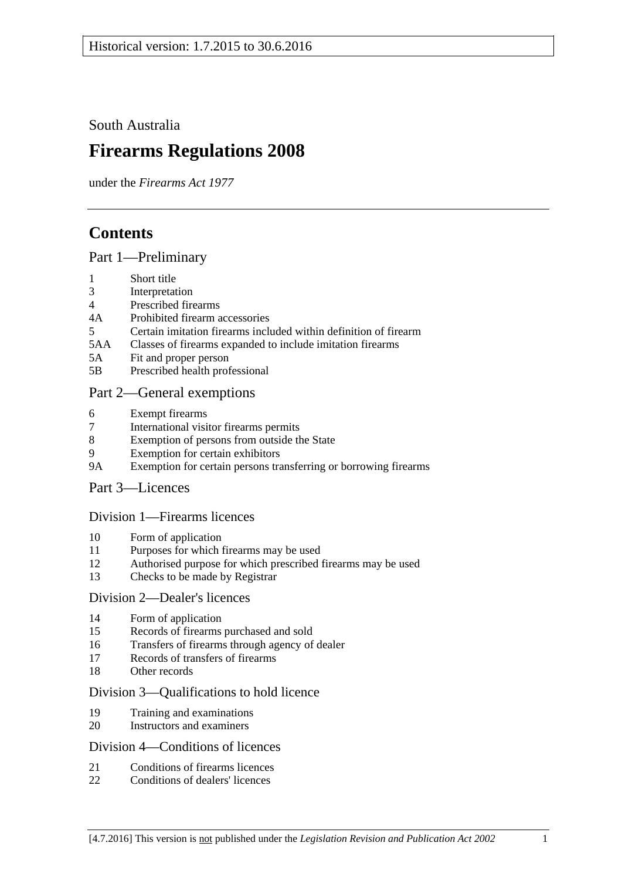Historical version: 1.7.2015 to 30.6.2016

South Australia

# Firearms Regulations 2008

under the *Firearms Act 1977*

## Contents

### Part 1—Preliminary

1 Short title
3 Interpretation
4 Prescribed firearms
4A Prohibited firearm accessories
5 Certain imitation firearms included within definition of firearm
5AA Classes of firearms expanded to include imitation firearms
5A Fit and proper person
5B Prescribed health professional

### Part 2—General exemptions

6 Exempt firearms
7 International visitor firearms permits
8 Exemption of persons from outside the State
9 Exemption for certain exhibitors
9A Exemption for certain persons transferring or borrowing firearms

### Part 3—Licences

#### Division 1—Firearms licences

10 Form of application
11 Purposes for which firearms may be used
12 Authorised purpose for which prescribed firearms may be used
13 Checks to be made by Registrar

#### Division 2—Dealer's licences

14 Form of application
15 Records of firearms purchased and sold
16 Transfers of firearms through agency of dealer
17 Records of transfers of firearms
18 Other records

#### Division 3—Qualifications to hold licence

19 Training and examinations
20 Instructors and examiners

#### Division 4—Conditions of licences

21 Conditions of firearms licences
22 Conditions of dealers' licences

[4.7.2016] This version is not published under the *Legislation Revision and Publication Act 2002*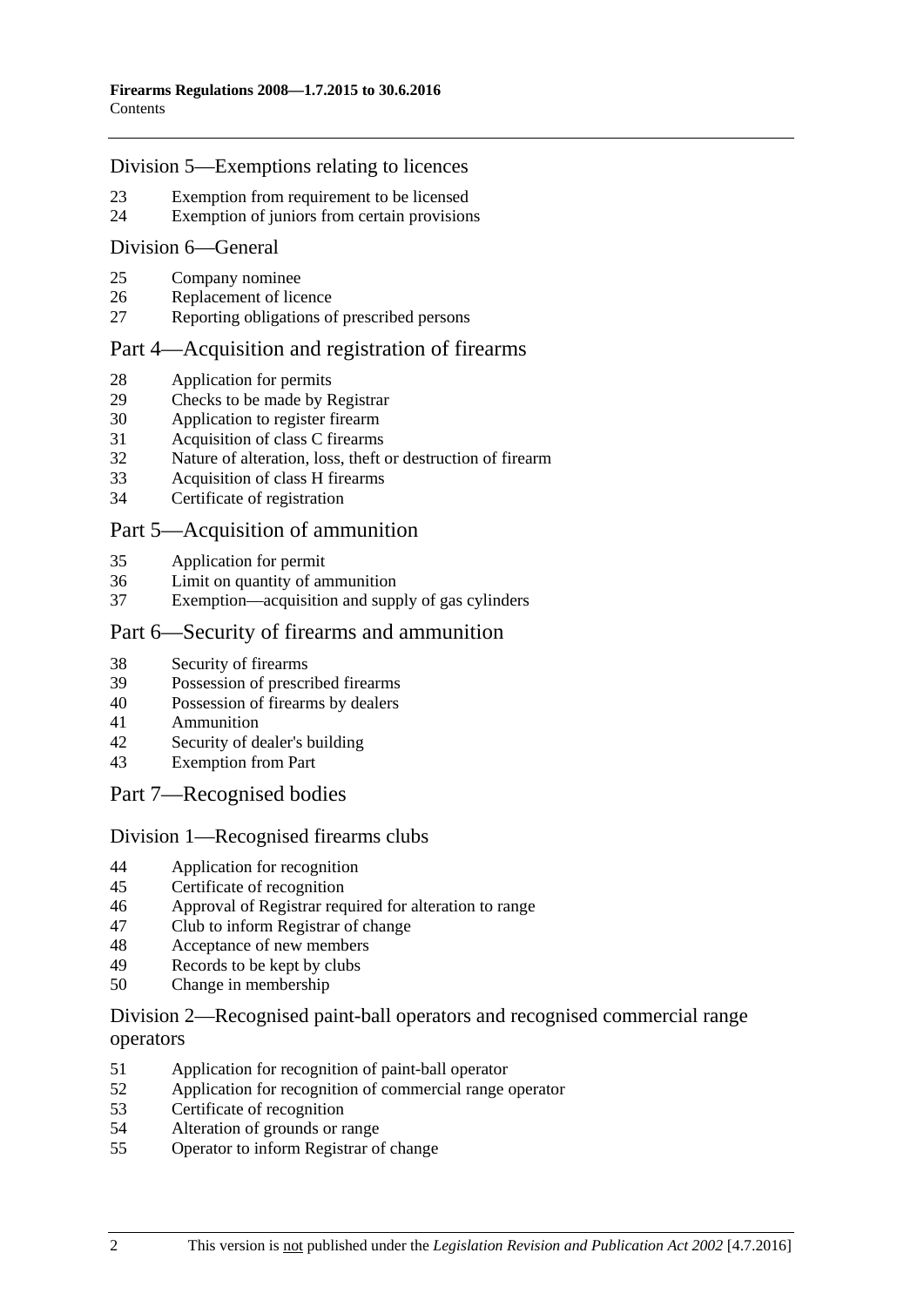### Division 5—Exemptions relating to licences

23 Exemption from requirement to be licensed
24 Exemption of juniors from certain provisions

### Division 6—General

25 Company nominee
26 Replacement of licence
27 Reporting obligations of prescribed persons

## Part 4—Acquisition and registration of firearms

28 Application for permits
29 Checks to be made by Registrar
30 Application to register firearm
31 Acquisition of class C firearms
32 Nature of alteration, loss, theft or destruction of firearm
33 Acquisition of class H firearms
34 Certificate of registration

## Part 5—Acquisition of ammunition

35 Application for permit
36 Limit on quantity of ammunition
37 Exemption—acquisition and supply of gas cylinders

## Part 6—Security of firearms and ammunition

38 Security of firearms
39 Possession of prescribed firearms
40 Possession of firearms by dealers
41 Ammunition
42 Security of dealer's building
43 Exemption from Part

## Part 7—Recognised bodies

### Division 1—Recognised firearms clubs

44 Application for recognition
45 Certificate of recognition
46 Approval of Registrar required for alteration to range
47 Club to inform Registrar of change
48 Acceptance of new members
49 Records to be kept by clubs
50 Change in membership

### Division 2—Recognised paint-ball operators and recognised commercial range operators

51 Application for recognition of paint-ball operator
52 Application for recognition of commercial range operator
53 Certificate of recognition
54 Alteration of grounds or range
55 Operator to inform Registrar of change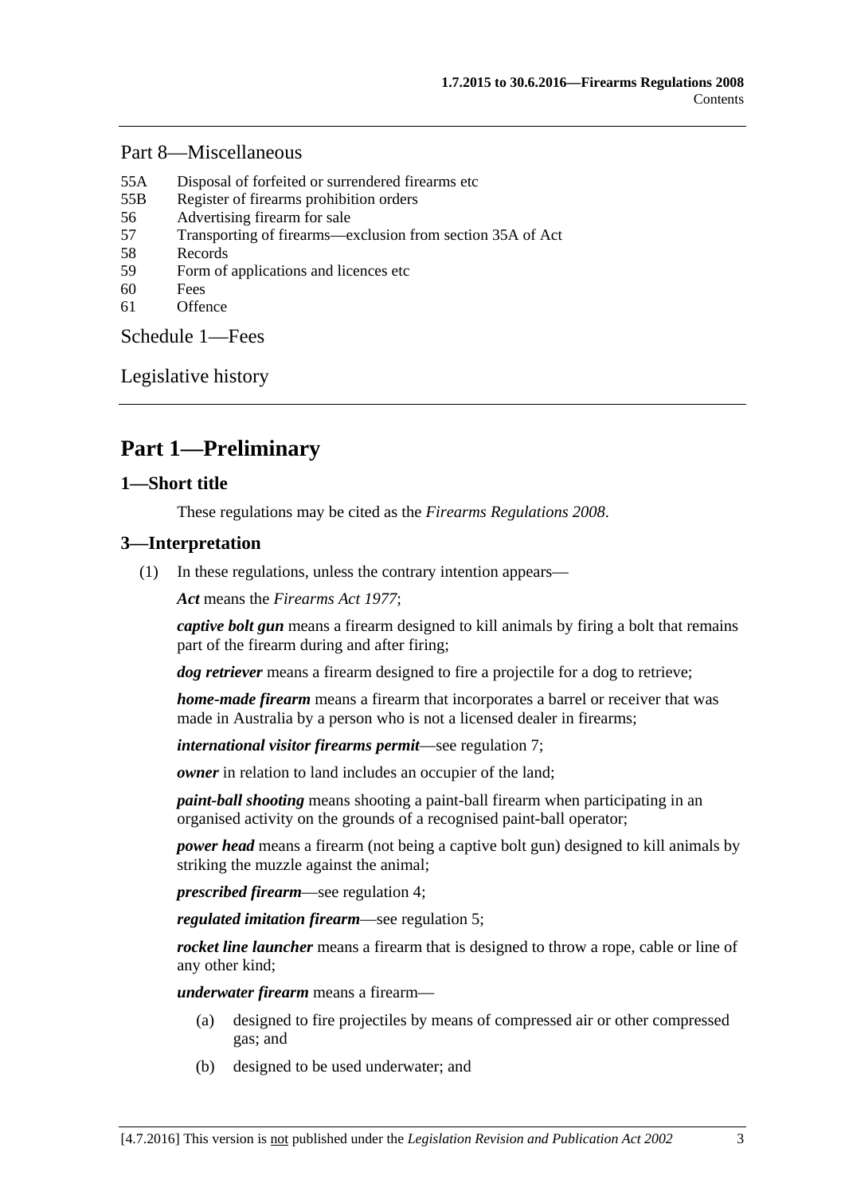Part 8—Miscellaneous

55A Disposal of forfeited or surrendered firearms etc
55B Register of firearms prohibition orders
56 Advertising firearm for sale
57 Transporting of firearms—exclusion from section 35A of Act
58 Records
59 Form of applications and licences etc
60 Fees
61 Offence

Schedule 1—Fees

Legislative history

# Part 1—Preliminary

## 1—Short title

These regulations may be cited as the *Firearms Regulations 2008*.

## 3—Interpretation

(1) In these regulations, unless the contrary intention appears—

***Act*** means the *Firearms Act 1977*;

***captive bolt gun*** means a firearm designed to kill animals by firing a bolt that remains part of the firearm during and after firing;

***dog retriever*** means a firearm designed to fire a projectile for a dog to retrieve;

***home-made firearm*** means a firearm that incorporates a barrel or receiver that was made in Australia by a person who is not a licensed dealer in firearms;

***international visitor firearms permit***—see regulation 7;

***owner*** in relation to land includes an occupier of the land;

***paint-ball shooting*** means shooting a paint-ball firearm when participating in an organised activity on the grounds of a recognised paint-ball operator;

***power head*** means a firearm (not being a captive bolt gun) designed to kill animals by striking the muzzle against the animal;

***prescribed firearm***—see regulation 4;

***regulated imitation firearm***—see regulation 5;

***rocket line launcher*** means a firearm that is designed to throw a rope, cable or line of any other kind;

***underwater firearm*** means a firearm—

(a) designed to fire projectiles by means of compressed air or other compressed gas; and

(b) designed to be used underwater; and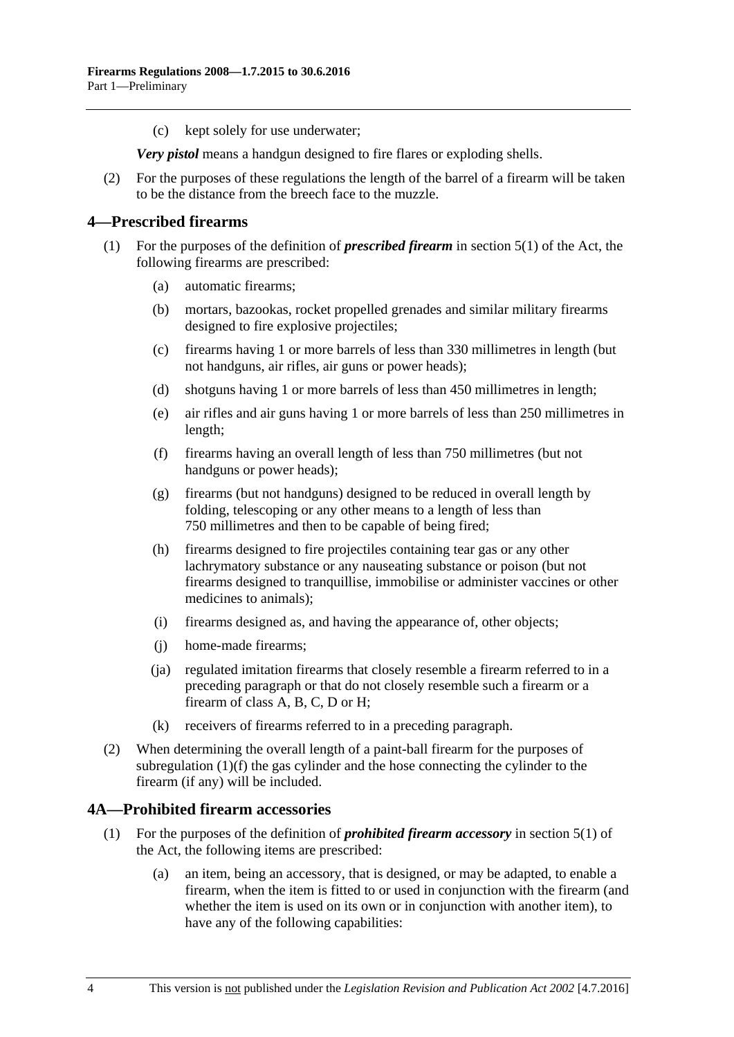(c) kept solely for use underwater;

***Very pistol*** means a handgun designed to fire flares or exploding shells.

(2) For the purposes of these regulations the length of the barrel of a firearm will be taken to be the distance from the breech face to the muzzle.

## 4—Prescribed firearms

(1) For the purposes of the definition of ***prescribed firearm*** in section 5(1) of the Act, the following firearms are prescribed:

(a) automatic firearms;

(b) mortars, bazookas, rocket propelled grenades and similar military firearms designed to fire explosive projectiles;

(c) firearms having 1 or more barrels of less than 330 millimetres in length (but not handguns, air rifles, air guns or power heads);

(d) shotguns having 1 or more barrels of less than 450 millimetres in length;

(e) air rifles and air guns having 1 or more barrels of less than 250 millimetres in length;

(f) firearms having an overall length of less than 750 millimetres (but not handguns or power heads);

(g) firearms (but not handguns) designed to be reduced in overall length by folding, telescoping or any other means to a length of less than 750 millimetres and then to be capable of being fired;

(h) firearms designed to fire projectiles containing tear gas or any other lachrymatory substance or any nauseating substance or poison (but not firearms designed to tranquillise, immobilise or administer vaccines or other medicines to animals);

(i) firearms designed as, and having the appearance of, other objects;

(j) home-made firearms;

(ja) regulated imitation firearms that closely resemble a firearm referred to in a preceding paragraph or that do not closely resemble such a firearm or a firearm of class A, B, C, D or H;

(k) receivers of firearms referred to in a preceding paragraph.

(2) When determining the overall length of a paint-ball firearm for the purposes of subregulation (1)(f) the gas cylinder and the hose connecting the cylinder to the firearm (if any) will be included.

## 4A—Prohibited firearm accessories

(1) For the purposes of the definition of ***prohibited firearm accessory*** in section 5(1) of the Act, the following items are prescribed:

(a) an item, being an accessory, that is designed, or may be adapted, to enable a firearm, when the item is fitted to or used in conjunction with the firearm (and whether the item is used on its own or in conjunction with another item), to have any of the following capabilities: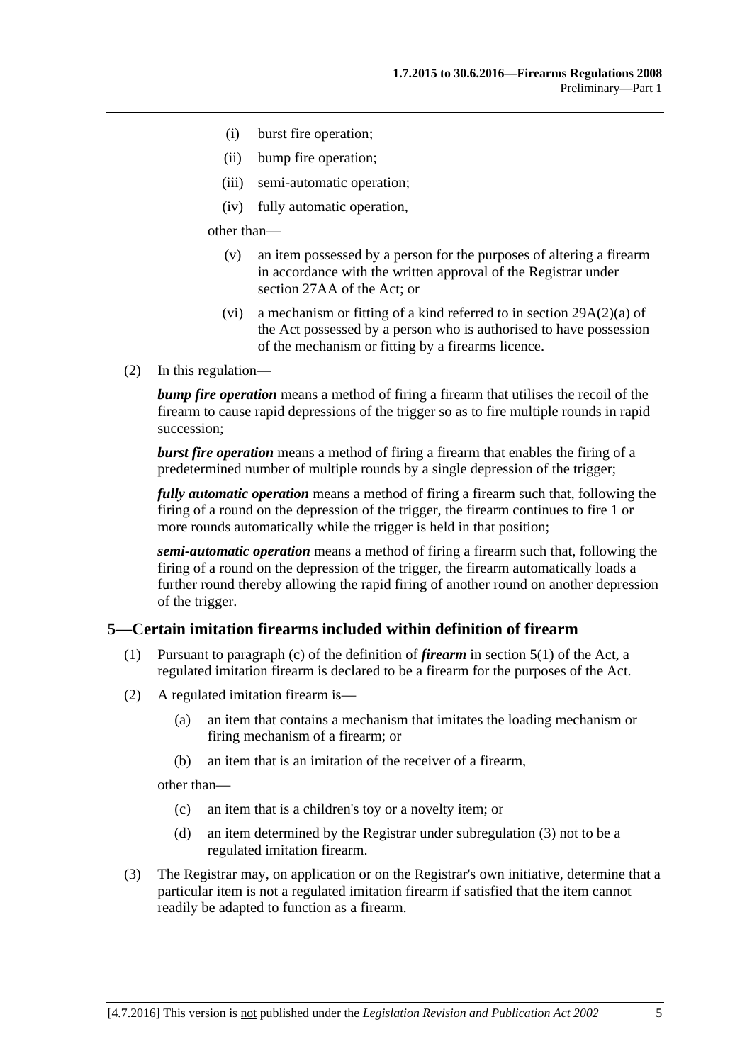(i) burst fire operation;

(ii) bump fire operation;

(iii) semi-automatic operation;

(iv) fully automatic operation,

other than—

(v) an item possessed by a person for the purposes of altering a firearm in accordance with the written approval of the Registrar under section 27AA of the Act; or

(vi) a mechanism or fitting of a kind referred to in section 29A(2)(a) of the Act possessed by a person who is authorised to have possession of the mechanism or fitting by a firearms licence.

(2) In this regulation—

***bump fire operation*** means a method of firing a firearm that utilises the recoil of the firearm to cause rapid depressions of the trigger so as to fire multiple rounds in rapid succession;

***burst fire operation*** means a method of firing a firearm that enables the firing of a predetermined number of multiple rounds by a single depression of the trigger;

***fully automatic operation*** means a method of firing a firearm such that, following the firing of a round on the depression of the trigger, the firearm continues to fire 1 or more rounds automatically while the trigger is held in that position;

***semi-automatic operation*** means a method of firing a firearm such that, following the firing of a round on the depression of the trigger, the firearm automatically loads a further round thereby allowing the rapid firing of another round on another depression of the trigger.

## 5—Certain imitation firearms included within definition of firearm

(1) Pursuant to paragraph (c) of the definition of ***firearm*** in section 5(1) of the Act, a regulated imitation firearm is declared to be a firearm for the purposes of the Act.

(2) A regulated imitation firearm is—

(a) an item that contains a mechanism that imitates the loading mechanism or firing mechanism of a firearm; or

(b) an item that is an imitation of the receiver of a firearm,

other than—

(c) an item that is a children's toy or a novelty item; or

(d) an item determined by the Registrar under subregulation (3) not to be a regulated imitation firearm.

(3) The Registrar may, on application or on the Registrar's own initiative, determine that a particular item is not a regulated imitation firearm if satisfied that the item cannot readily be adapted to function as a firearm.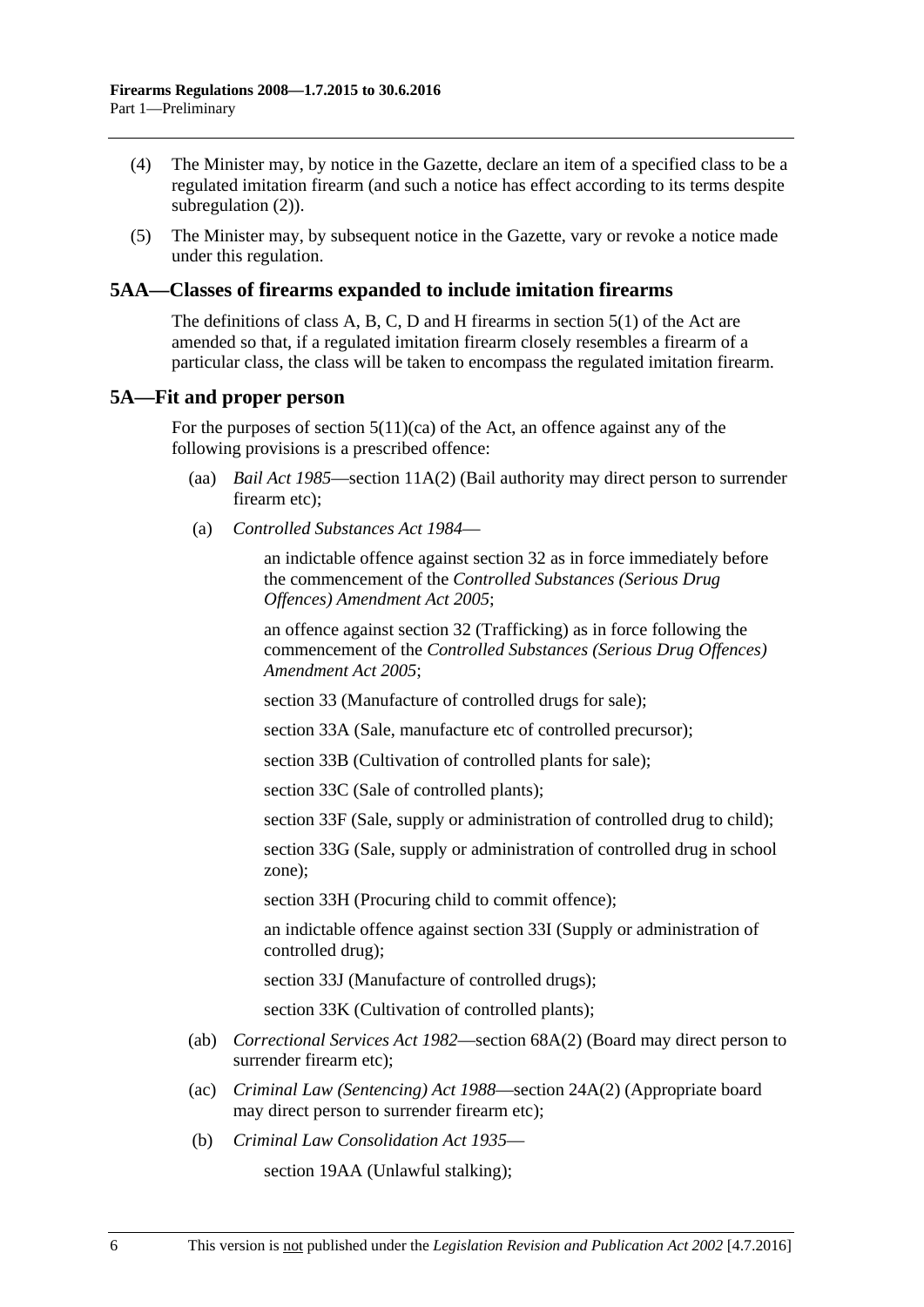(4) The Minister may, by notice in the Gazette, declare an item of a specified class to be a regulated imitation firearm (and such a notice has effect according to its terms despite subregulation (2)).

(5) The Minister may, by subsequent notice in the Gazette, vary or revoke a notice made under this regulation.

## 5AA—Classes of firearms expanded to include imitation firearms

The definitions of class A, B, C, D and H firearms in section 5(1) of the Act are amended so that, if a regulated imitation firearm closely resembles a firearm of a particular class, the class will be taken to encompass the regulated imitation firearm.

## 5A—Fit and proper person

For the purposes of section 5(11)(ca) of the Act, an offence against any of the following provisions is a prescribed offence:

(aa) *Bail Act 1985*—section 11A(2) (Bail authority may direct person to surrender firearm etc);

(a) *Controlled Substances Act 1984*—

an indictable offence against section 32 as in force immediately before the commencement of the *Controlled Substances (Serious Drug Offences) Amendment Act 2005*;

an offence against section 32 (Trafficking) as in force following the commencement of the *Controlled Substances (Serious Drug Offences) Amendment Act 2005*;

section 33 (Manufacture of controlled drugs for sale);

section 33A (Sale, manufacture etc of controlled precursor);

section 33B (Cultivation of controlled plants for sale);

section 33C (Sale of controlled plants);

section 33F (Sale, supply or administration of controlled drug to child);

section 33G (Sale, supply or administration of controlled drug in school zone);

section 33H (Procuring child to commit offence);

an indictable offence against section 33I (Supply or administration of controlled drug);

section 33J (Manufacture of controlled drugs);

section 33K (Cultivation of controlled plants);

(ab) *Correctional Services Act 1982*—section 68A(2) (Board may direct person to surrender firearm etc);

(ac) *Criminal Law (Sentencing) Act 1988*—section 24A(2) (Appropriate board may direct person to surrender firearm etc);

(b) *Criminal Law Consolidation Act 1935*—

section 19AA (Unlawful stalking);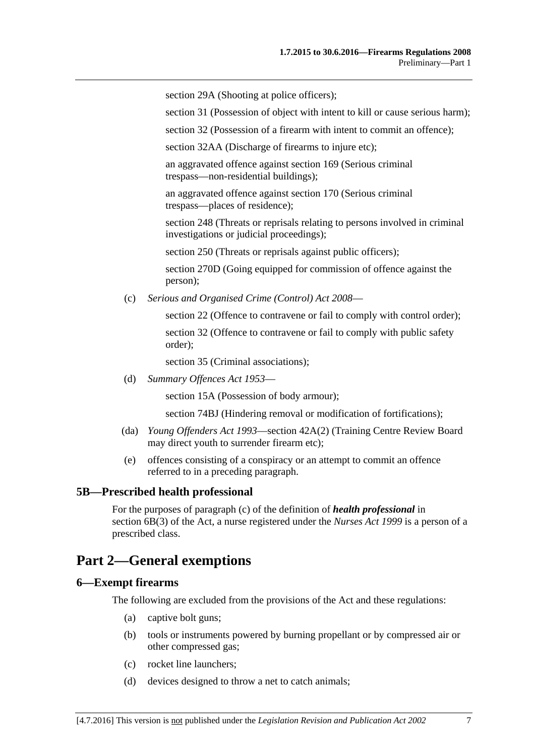section 29A (Shooting at police officers);

section 31 (Possession of object with intent to kill or cause serious harm);

section 32 (Possession of a firearm with intent to commit an offence);

section 32AA (Discharge of firearms to injure etc);

an aggravated offence against section 169 (Serious criminal trespass—non-residential buildings);

an aggravated offence against section 170 (Serious criminal trespass—places of residence);

section 248 (Threats or reprisals relating to persons involved in criminal investigations or judicial proceedings);

section 250 (Threats or reprisals against public officers);

section 270D (Going equipped for commission of offence against the person);

(c) *Serious and Organised Crime (Control) Act 2008*—

section 22 (Offence to contravene or fail to comply with control order);

section 32 (Offence to contravene or fail to comply with public safety order);

section 35 (Criminal associations);

(d) *Summary Offences Act 1953*—

section 15A (Possession of body armour);

section 74BJ (Hindering removal or modification of fortifications);

(da) *Young Offenders Act 1993*—section 42A(2) (Training Centre Review Board may direct youth to surrender firearm etc);

(e) offences consisting of a conspiracy or an attempt to commit an offence referred to in a preceding paragraph.

### 5B—Prescribed health professional

For the purposes of paragraph (c) of the definition of ***health professional*** in section 6B(3) of the Act, a nurse registered under the *Nurses Act 1999* is a person of a prescribed class.

## Part 2—General exemptions

### 6—Exempt firearms

The following are excluded from the provisions of the Act and these regulations:

(a) captive bolt guns;

(b) tools or instruments powered by burning propellant or by compressed air or other compressed gas;

(c) rocket line launchers;

(d) devices designed to throw a net to catch animals;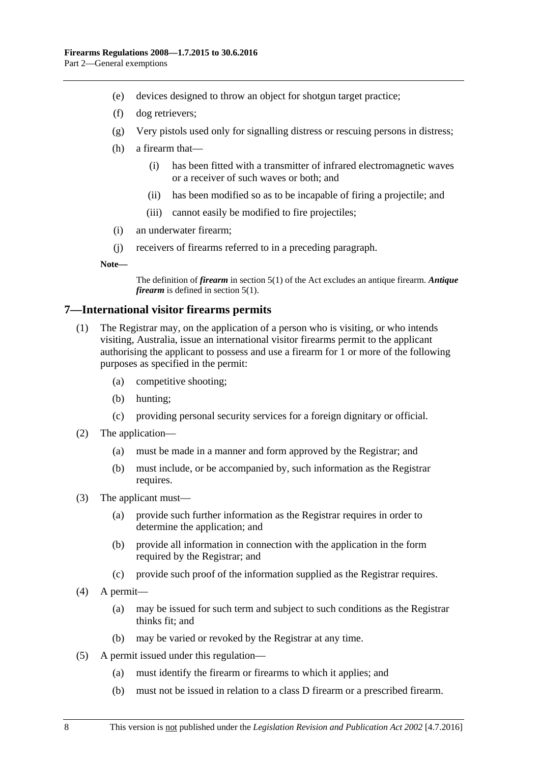(e) devices designed to throw an object for shotgun target practice;

(f) dog retrievers;

(g) Very pistols used only for signalling distress or rescuing persons in distress;

(h) a firearm that—

(i) has been fitted with a transmitter of infrared electromagnetic waves or a receiver of such waves or both; and

(ii) has been modified so as to be incapable of firing a projectile; and

(iii) cannot easily be modified to fire projectiles;

(i) an underwater firearm;

(j) receivers of firearms referred to in a preceding paragraph.

**Note—**

The definition of ***firearm*** in section 5(1) of the Act excludes an antique firearm. ***Antique firearm*** is defined in section 5(1).

## 7—International visitor firearms permits

(1) The Registrar may, on the application of a person who is visiting, or who intends visiting, Australia, issue an international visitor firearms permit to the applicant authorising the applicant to possess and use a firearm for 1 or more of the following purposes as specified in the permit:

(a) competitive shooting;

(b) hunting;

(c) providing personal security services for a foreign dignitary or official.

(2) The application—

(a) must be made in a manner and form approved by the Registrar; and

(b) must include, or be accompanied by, such information as the Registrar requires.

(3) The applicant must—

(a) provide such further information as the Registrar requires in order to determine the application; and

(b) provide all information in connection with the application in the form required by the Registrar; and

(c) provide such proof of the information supplied as the Registrar requires.

(4) A permit—

(a) may be issued for such term and subject to such conditions as the Registrar thinks fit; and

(b) may be varied or revoked by the Registrar at any time.

(5) A permit issued under this regulation—

(a) must identify the firearm or firearms to which it applies; and

(b) must not be issued in relation to a class D firearm or a prescribed firearm.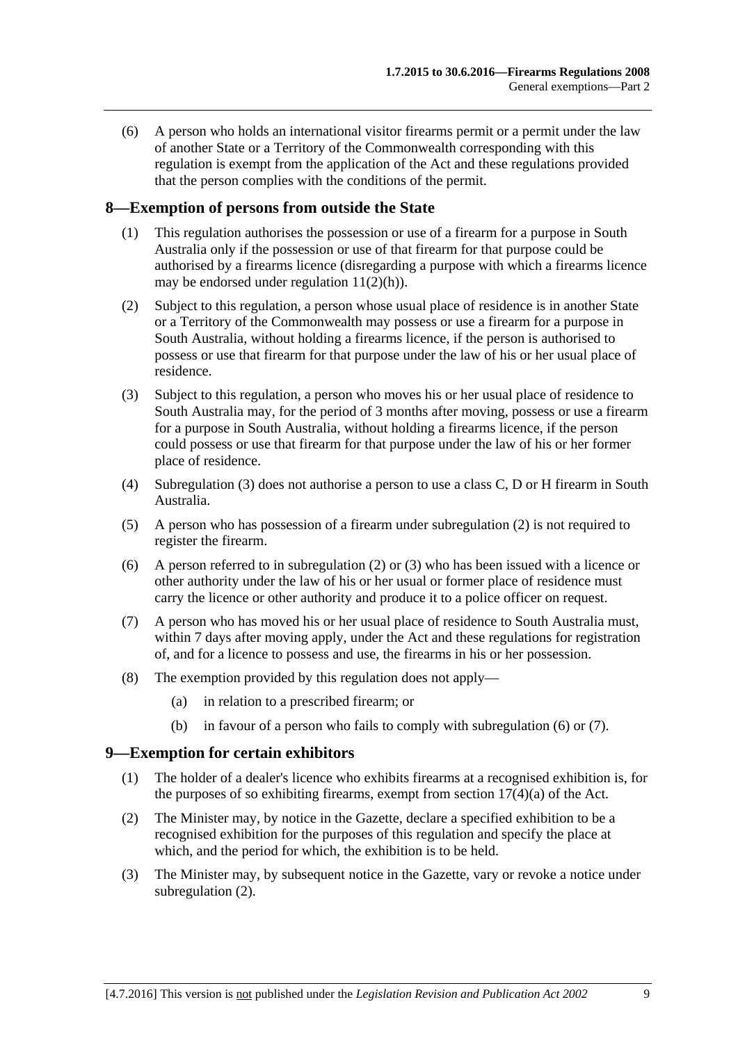(6) A person who holds an international visitor firearms permit or a permit under the law of another State or a Territory of the Commonwealth corresponding with this regulation is exempt from the application of the Act and these regulations provided that the person complies with the conditions of the permit.

## 8—Exemption of persons from outside the State

(1) This regulation authorises the possession or use of a firearm for a purpose in South Australia only if the possession or use of that firearm for that purpose could be authorised by a firearms licence (disregarding a purpose with which a firearms licence may be endorsed under regulation 11(2)(h)).

(2) Subject to this regulation, a person whose usual place of residence is in another State or a Territory of the Commonwealth may possess or use a firearm for a purpose in South Australia, without holding a firearms licence, if the person is authorised to possess or use that firearm for that purpose under the law of his or her usual place of residence.

(3) Subject to this regulation, a person who moves his or her usual place of residence to South Australia may, for the period of 3 months after moving, possess or use a firearm for a purpose in South Australia, without holding a firearms licence, if the person could possess or use that firearm for that purpose under the law of his or her former place of residence.

(4) Subregulation (3) does not authorise a person to use a class C, D or H firearm in South Australia.

(5) A person who has possession of a firearm under subregulation (2) is not required to register the firearm.

(6) A person referred to in subregulation (2) or (3) who has been issued with a licence or other authority under the law of his or her usual or former place of residence must carry the licence or other authority and produce it to a police officer on request.

(7) A person who has moved his or her usual place of residence to South Australia must, within 7 days after moving apply, under the Act and these regulations for registration of, and for a licence to possess and use, the firearms in his or her possession.

(8) The exemption provided by this regulation does not apply—

(a) in relation to a prescribed firearm; or

(b) in favour of a person who fails to comply with subregulation (6) or (7).

## 9—Exemption for certain exhibitors

(1) The holder of a dealer's licence who exhibits firearms at a recognised exhibition is, for the purposes of so exhibiting firearms, exempt from section 17(4)(a) of the Act.

(2) The Minister may, by notice in the Gazette, declare a specified exhibition to be a recognised exhibition for the purposes of this regulation and specify the place at which, and the period for which, the exhibition is to be held.

(3) The Minister may, by subsequent notice in the Gazette, vary or revoke a notice under subregulation (2).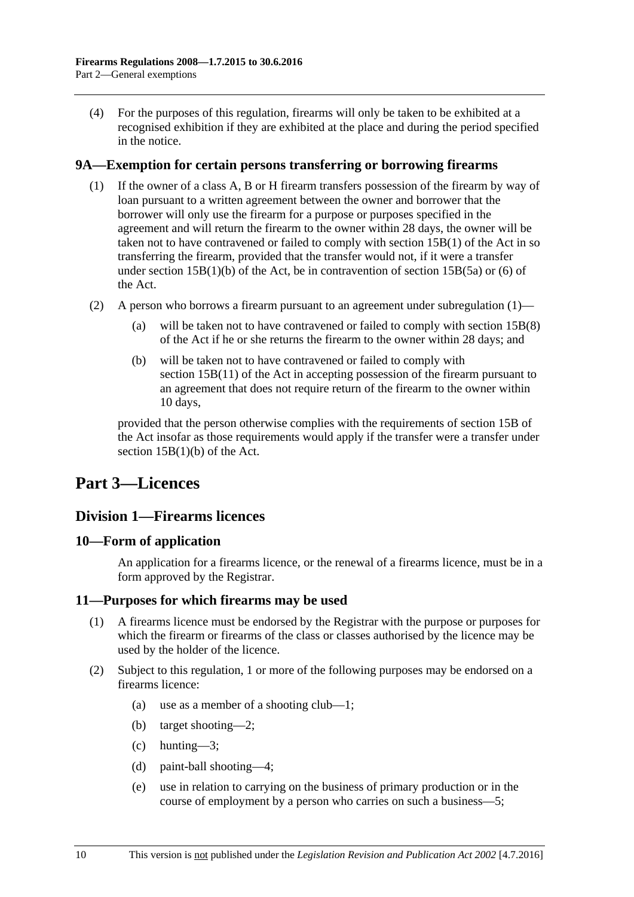(4) For the purposes of this regulation, firearms will only be taken to be exhibited at a recognised exhibition if they are exhibited at the place and during the period specified in the notice.

### 9A—Exemption for certain persons transferring or borrowing firearms

(1) If the owner of a class A, B or H firearm transfers possession of the firearm by way of loan pursuant to a written agreement between the owner and borrower that the borrower will only use the firearm for a purpose or purposes specified in the agreement and will return the firearm to the owner within 28 days, the owner will be taken not to have contravened or failed to comply with section 15B(1) of the Act in so transferring the firearm, provided that the transfer would not, if it were a transfer under section 15B(1)(b) of the Act, be in contravention of section 15B(5a) or (6) of the Act.

(2) A person who borrows a firearm pursuant to an agreement under subregulation (1)—

- (a) will be taken not to have contravened or failed to comply with section 15B(8) of the Act if he or she returns the firearm to the owner within 28 days; and
- (b) will be taken not to have contravened or failed to comply with section 15B(11) of the Act in accepting possession of the firearm pursuant to an agreement that does not require return of the firearm to the owner within 10 days,

provided that the person otherwise complies with the requirements of section 15B of the Act insofar as those requirements would apply if the transfer were a transfer under section 15B(1)(b) of the Act.

# Part 3—Licences

## Division 1—Firearms licences

### 10—Form of application

An application for a firearms licence, or the renewal of a firearms licence, must be in a form approved by the Registrar.

### 11—Purposes for which firearms may be used

(1) A firearms licence must be endorsed by the Registrar with the purpose or purposes for which the firearm or firearms of the class or classes authorised by the licence may be used by the holder of the licence.

(2) Subject to this regulation, 1 or more of the following purposes may be endorsed on a firearms licence:

- (a) use as a member of a shooting club—1;
- (b) target shooting—2;
- (c) hunting—3;
- (d) paint-ball shooting—4;
- (e) use in relation to carrying on the business of primary production or in the course of employment by a person who carries on such a business—5;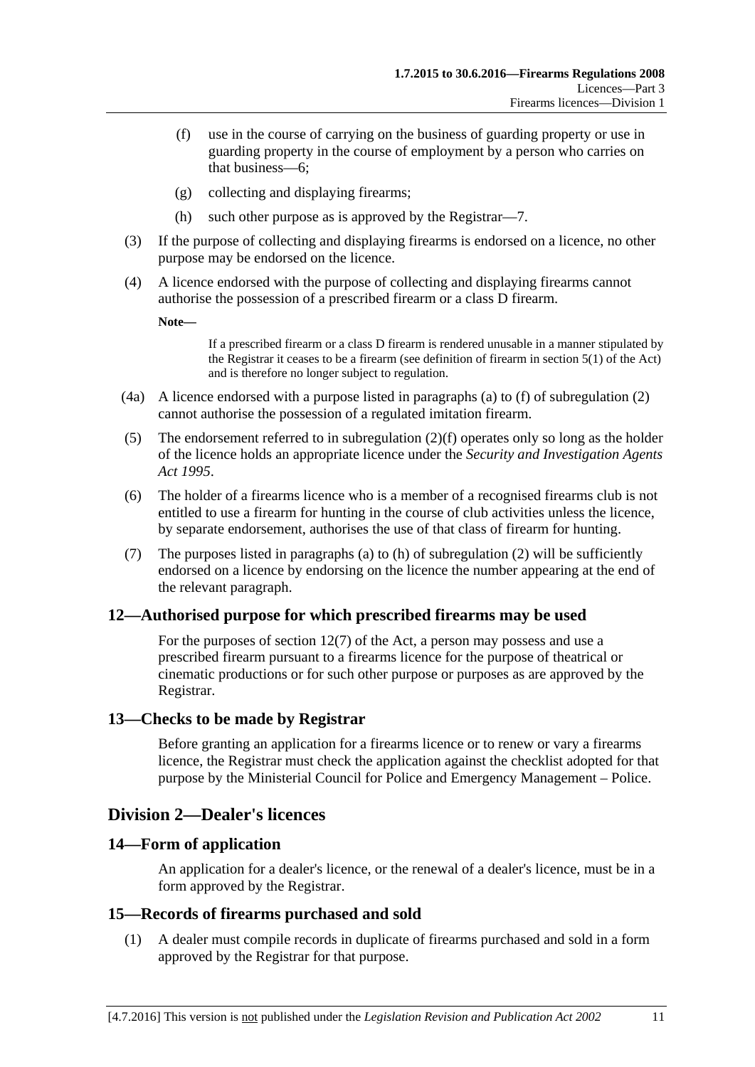(f) use in the course of carrying on the business of guarding property or use in guarding property in the course of employment by a person who carries on that business—6;

(g) collecting and displaying firearms;

(h) such other purpose as is approved by the Registrar—7.

(3) If the purpose of collecting and displaying firearms is endorsed on a licence, no other purpose may be endorsed on the licence.

(4) A licence endorsed with the purpose of collecting and displaying firearms cannot authorise the possession of a prescribed firearm or a class D firearm.

**Note—**

> If a prescribed firearm or a class D firearm is rendered unusable in a manner stipulated by the Registrar it ceases to be a firearm (see definition of firearm in section 5(1) of the Act) and is therefore no longer subject to regulation.

(4a) A licence endorsed with a purpose listed in paragraphs (a) to (f) of subregulation (2) cannot authorise the possession of a regulated imitation firearm.

(5) The endorsement referred to in subregulation (2)(f) operates only so long as the holder of the licence holds an appropriate licence under the *Security and Investigation Agents Act 1995*.

(6) The holder of a firearms licence who is a member of a recognised firearms club is not entitled to use a firearm for hunting in the course of club activities unless the licence, by separate endorsement, authorises the use of that class of firearm for hunting.

(7) The purposes listed in paragraphs (a) to (h) of subregulation (2) will be sufficiently endorsed on a licence by endorsing on the licence the number appearing at the end of the relevant paragraph.

### 12—Authorised purpose for which prescribed firearms may be used

For the purposes of section 12(7) of the Act, a person may possess and use a prescribed firearm pursuant to a firearms licence for the purpose of theatrical or cinematic productions or for such other purpose or purposes as are approved by the Registrar.

### 13—Checks to be made by Registrar

Before granting an application for a firearms licence or to renew or vary a firearms licence, the Registrar must check the application against the checklist adopted for that purpose by the Ministerial Council for Police and Emergency Management – Police.

## Division 2—Dealer's licences

### 14—Form of application

An application for a dealer's licence, or the renewal of a dealer's licence, must be in a form approved by the Registrar.

### 15—Records of firearms purchased and sold

(1) A dealer must compile records in duplicate of firearms purchased and sold in a form approved by the Registrar for that purpose.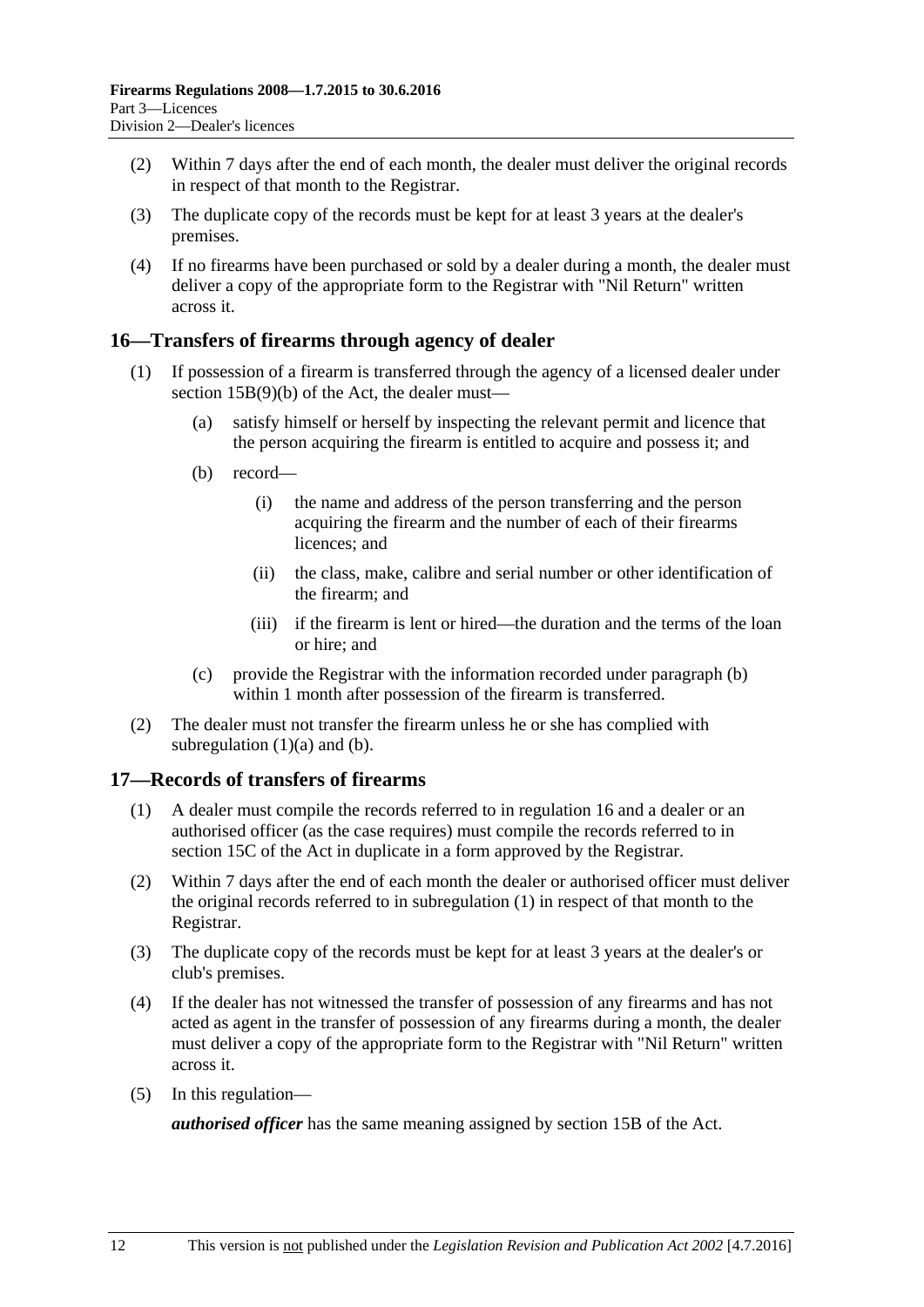(2) Within 7 days after the end of each month, the dealer must deliver the original records in respect of that month to the Registrar.

(3) The duplicate copy of the records must be kept for at least 3 years at the dealer's premises.

(4) If no firearms have been purchased or sold by a dealer during a month, the dealer must deliver a copy of the appropriate form to the Registrar with "Nil Return" written across it.

## 16—Transfers of firearms through agency of dealer

(1) If possession of a firearm is transferred through the agency of a licensed dealer under section 15B(9)(b) of the Act, the dealer must—

- (a) satisfy himself or herself by inspecting the relevant permit and licence that the person acquiring the firearm is entitled to acquire and possess it; and
- (b) record—
  - (i) the name and address of the person transferring and the person acquiring the firearm and the number of each of their firearms licences; and
  - (ii) the class, make, calibre and serial number or other identification of the firearm; and
  - (iii) if the firearm is lent or hired—the duration and the terms of the loan or hire; and
- (c) provide the Registrar with the information recorded under paragraph (b) within 1 month after possession of the firearm is transferred.

(2) The dealer must not transfer the firearm unless he or she has complied with subregulation (1)(a) and (b).

## 17—Records of transfers of firearms

(1) A dealer must compile the records referred to in regulation 16 and a dealer or an authorised officer (as the case requires) must compile the records referred to in section 15C of the Act in duplicate in a form approved by the Registrar.

(2) Within 7 days after the end of each month the dealer or authorised officer must deliver the original records referred to in subregulation (1) in respect of that month to the Registrar.

(3) The duplicate copy of the records must be kept for at least 3 years at the dealer's or club's premises.

(4) If the dealer has not witnessed the transfer of possession of any firearms and has not acted as agent in the transfer of possession of any firearms during a month, the dealer must deliver a copy of the appropriate form to the Registrar with "Nil Return" written across it.

(5) In this regulation—

***authorised officer*** has the same meaning assigned by section 15B of the Act.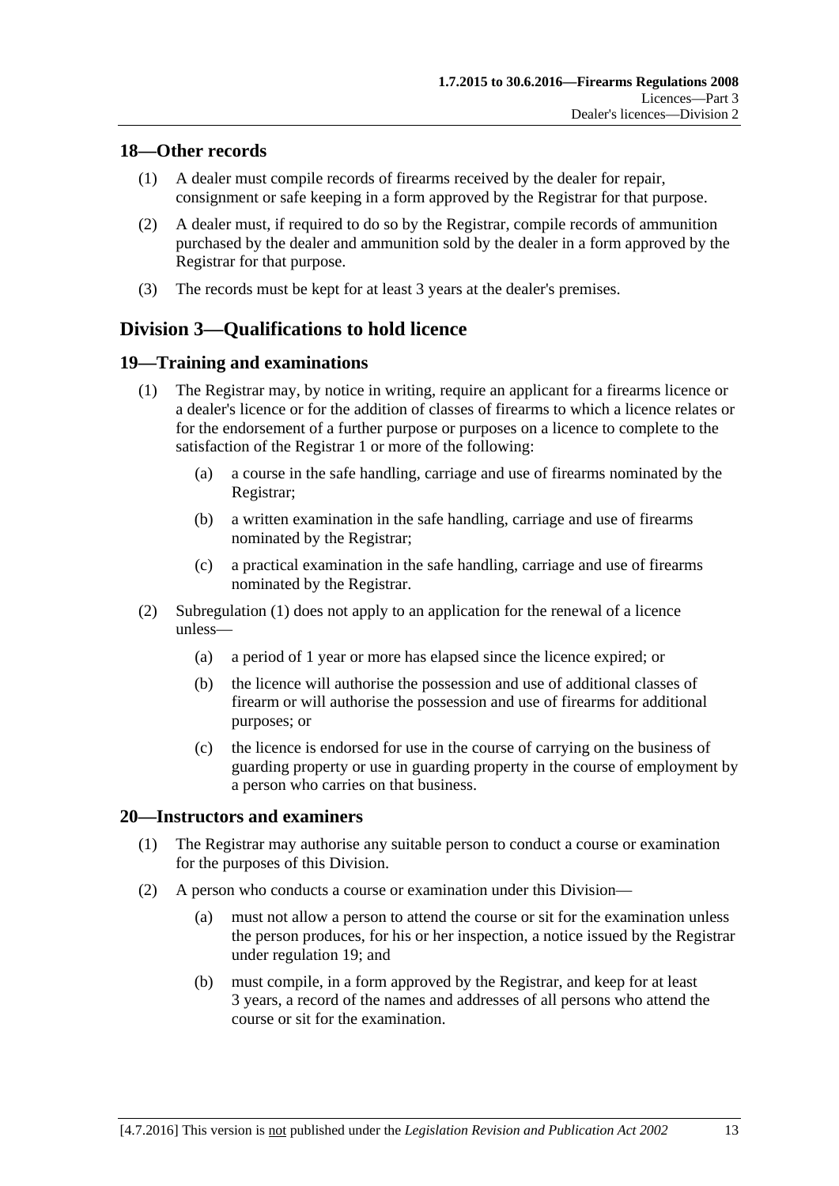## 18—Other records

(1) A dealer must compile records of firearms received by the dealer for repair, consignment or safe keeping in a form approved by the Registrar for that purpose.

(2) A dealer must, if required to do so by the Registrar, compile records of ammunition purchased by the dealer and ammunition sold by the dealer in a form approved by the Registrar for that purpose.

(3) The records must be kept for at least 3 years at the dealer's premises.

# Division 3—Qualifications to hold licence

## 19—Training and examinations

(1) The Registrar may, by notice in writing, require an applicant for a firearms licence or a dealer's licence or for the addition of classes of firearms to which a licence relates or for the endorsement of a further purpose or purposes on a licence to complete to the satisfaction of the Registrar 1 or more of the following:

  (a) a course in the safe handling, carriage and use of firearms nominated by the Registrar;

  (b) a written examination in the safe handling, carriage and use of firearms nominated by the Registrar;

  (c) a practical examination in the safe handling, carriage and use of firearms nominated by the Registrar.

(2) Subregulation (1) does not apply to an application for the renewal of a licence unless—

  (a) a period of 1 year or more has elapsed since the licence expired; or

  (b) the licence will authorise the possession and use of additional classes of firearm or will authorise the possession and use of firearms for additional purposes; or

  (c) the licence is endorsed for use in the course of carrying on the business of guarding property or use in guarding property in the course of employment by a person who carries on that business.

## 20—Instructors and examiners

(1) The Registrar may authorise any suitable person to conduct a course or examination for the purposes of this Division.

(2) A person who conducts a course or examination under this Division—

  (a) must not allow a person to attend the course or sit for the examination unless the person produces, for his or her inspection, a notice issued by the Registrar under regulation 19; and

  (b) must compile, in a form approved by the Registrar, and keep for at least 3 years, a record of the names and addresses of all persons who attend the course or sit for the examination.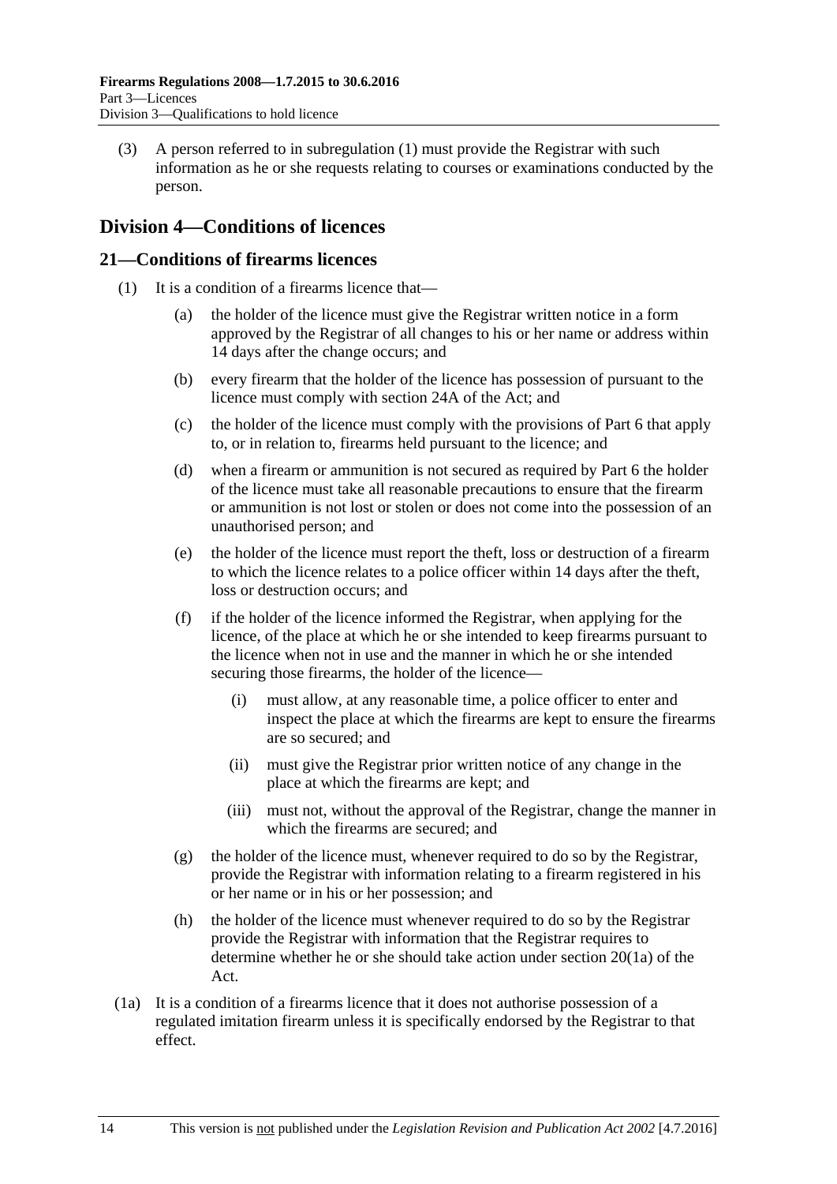(3) A person referred to in subregulation (1) must provide the Registrar with such information as he or she requests relating to courses or examinations conducted by the person.

## Division 4—Conditions of licences

### 21—Conditions of firearms licences

(1) It is a condition of a firearms licence that—

(a) the holder of the licence must give the Registrar written notice in a form approved by the Registrar of all changes to his or her name or address within 14 days after the change occurs; and

(b) every firearm that the holder of the licence has possession of pursuant to the licence must comply with section 24A of the Act; and

(c) the holder of the licence must comply with the provisions of Part 6 that apply to, or in relation to, firearms held pursuant to the licence; and

(d) when a firearm or ammunition is not secured as required by Part 6 the holder of the licence must take all reasonable precautions to ensure that the firearm or ammunition is not lost or stolen or does not come into the possession of an unauthorised person; and

(e) the holder of the licence must report the theft, loss or destruction of a firearm to which the licence relates to a police officer within 14 days after the theft, loss or destruction occurs; and

(f) if the holder of the licence informed the Registrar, when applying for the licence, of the place at which he or she intended to keep firearms pursuant to the licence when not in use and the manner in which he or she intended securing those firearms, the holder of the licence—

(i) must allow, at any reasonable time, a police officer to enter and inspect the place at which the firearms are kept to ensure the firearms are so secured; and

(ii) must give the Registrar prior written notice of any change in the place at which the firearms are kept; and

(iii) must not, without the approval of the Registrar, change the manner in which the firearms are secured; and

(g) the holder of the licence must, whenever required to do so by the Registrar, provide the Registrar with information relating to a firearm registered in his or her name or in his or her possession; and

(h) the holder of the licence must whenever required to do so by the Registrar provide the Registrar with information that the Registrar requires to determine whether he or she should take action under section 20(1a) of the Act.

(1a) It is a condition of a firearms licence that it does not authorise possession of a regulated imitation firearm unless it is specifically endorsed by the Registrar to that effect.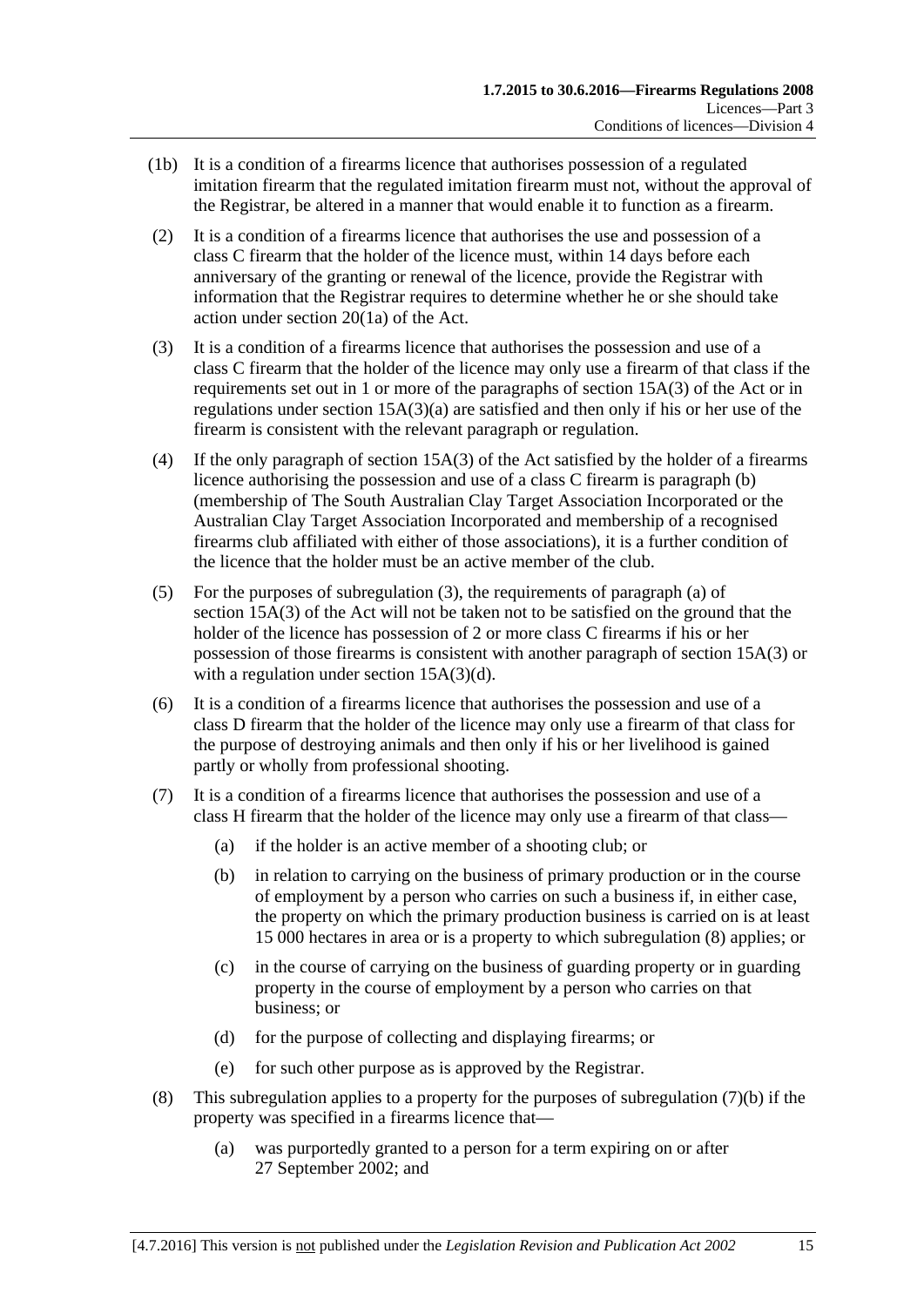(1b) It is a condition of a firearms licence that authorises possession of a regulated imitation firearm that the regulated imitation firearm must not, without the approval of the Registrar, be altered in a manner that would enable it to function as a firearm.

(2) It is a condition of a firearms licence that authorises the use and possession of a class C firearm that the holder of the licence must, within 14 days before each anniversary of the granting or renewal of the licence, provide the Registrar with information that the Registrar requires to determine whether he or she should take action under section 20(1a) of the Act.

(3) It is a condition of a firearms licence that authorises the possession and use of a class C firearm that the holder of the licence may only use a firearm of that class if the requirements set out in 1 or more of the paragraphs of section 15A(3) of the Act or in regulations under section 15A(3)(a) are satisfied and then only if his or her use of the firearm is consistent with the relevant paragraph or regulation.

(4) If the only paragraph of section 15A(3) of the Act satisfied by the holder of a firearms licence authorising the possession and use of a class C firearm is paragraph (b) (membership of The South Australian Clay Target Association Incorporated or the Australian Clay Target Association Incorporated and membership of a recognised firearms club affiliated with either of those associations), it is a further condition of the licence that the holder must be an active member of the club.

(5) For the purposes of subregulation (3), the requirements of paragraph (a) of section 15A(3) of the Act will not be taken not to be satisfied on the ground that the holder of the licence has possession of 2 or more class C firearms if his or her possession of those firearms is consistent with another paragraph of section 15A(3) or with a regulation under section 15A(3)(d).

(6) It is a condition of a firearms licence that authorises the possession and use of a class D firearm that the holder of the licence may only use a firearm of that class for the purpose of destroying animals and then only if his or her livelihood is gained partly or wholly from professional shooting.

(7) It is a condition of a firearms licence that authorises the possession and use of a class H firearm that the holder of the licence may only use a firearm of that class—

   (a) if the holder is an active member of a shooting club; or

   (b) in relation to carrying on the business of primary production or in the course of employment by a person who carries on such a business if, in either case, the property on which the primary production business is carried on is at least 15 000 hectares in area or is a property to which subregulation (8) applies; or

   (c) in the course of carrying on the business of guarding property or in guarding property in the course of employment by a person who carries on that business; or

   (d) for the purpose of collecting and displaying firearms; or

   (e) for such other purpose as is approved by the Registrar.

(8) This subregulation applies to a property for the purposes of subregulation (7)(b) if the property was specified in a firearms licence that—

   (a) was purportedly granted to a person for a term expiring on or after 27 September 2002; and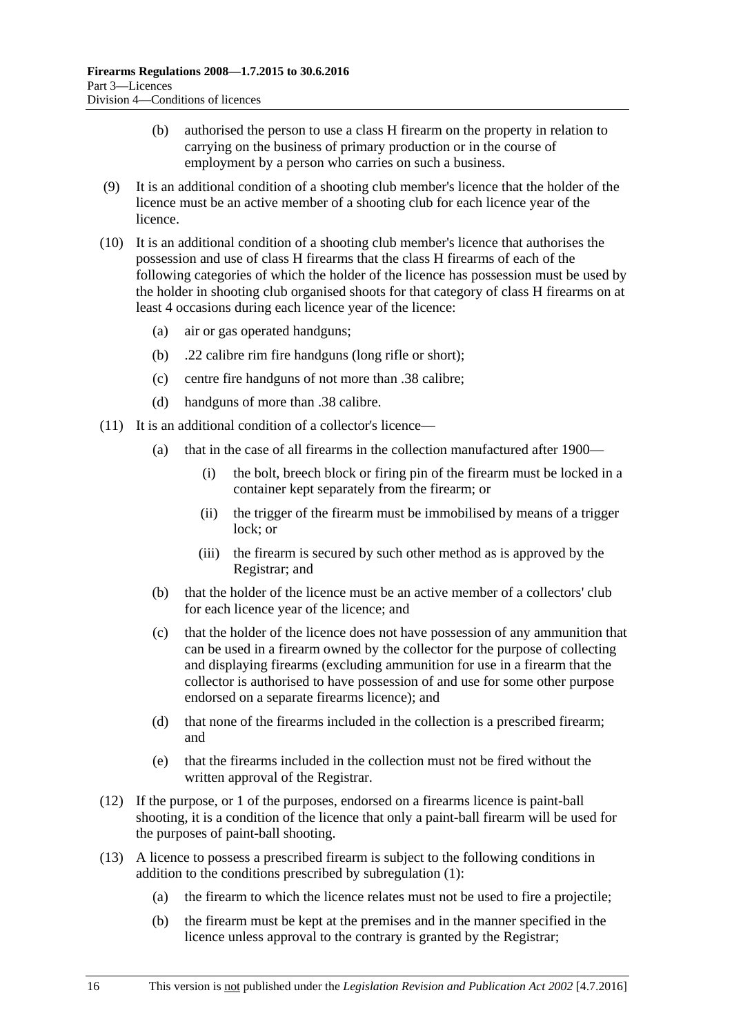(b) authorised the person to use a class H firearm on the property in relation to carrying on the business of primary production or in the course of employment by a person who carries on such a business.

(9) It is an additional condition of a shooting club member's licence that the holder of the licence must be an active member of a shooting club for each licence year of the licence.

(10) It is an additional condition of a shooting club member's licence that authorises the possession and use of class H firearms that the class H firearms of each of the following categories of which the holder of the licence has possession must be used by the holder in shooting club organised shoots for that category of class H firearms on at least 4 occasions during each licence year of the licence:

(a) air or gas operated handguns;

(b) .22 calibre rim fire handguns (long rifle or short);

(c) centre fire handguns of not more than .38 calibre;

(d) handguns of more than .38 calibre.

(11) It is an additional condition of a collector's licence—

(a) that in the case of all firearms in the collection manufactured after 1900—

(i) the bolt, breech block or firing pin of the firearm must be locked in a container kept separately from the firearm; or

(ii) the trigger of the firearm must be immobilised by means of a trigger lock; or

(iii) the firearm is secured by such other method as is approved by the Registrar; and

(b) that the holder of the licence must be an active member of a collectors' club for each licence year of the licence; and

(c) that the holder of the licence does not have possession of any ammunition that can be used in a firearm owned by the collector for the purpose of collecting and displaying firearms (excluding ammunition for use in a firearm that the collector is authorised to have possession of and use for some other purpose endorsed on a separate firearms licence); and

(d) that none of the firearms included in the collection is a prescribed firearm; and

(e) that the firearms included in the collection must not be fired without the written approval of the Registrar.

(12) If the purpose, or 1 of the purposes, endorsed on a firearms licence is paint-ball shooting, it is a condition of the licence that only a paint-ball firearm will be used for the purposes of paint-ball shooting.

(13) A licence to possess a prescribed firearm is subject to the following conditions in addition to the conditions prescribed by subregulation (1):

(a) the firearm to which the licence relates must not be used to fire a projectile;

(b) the firearm must be kept at the premises and in the manner specified in the licence unless approval to the contrary is granted by the Registrar;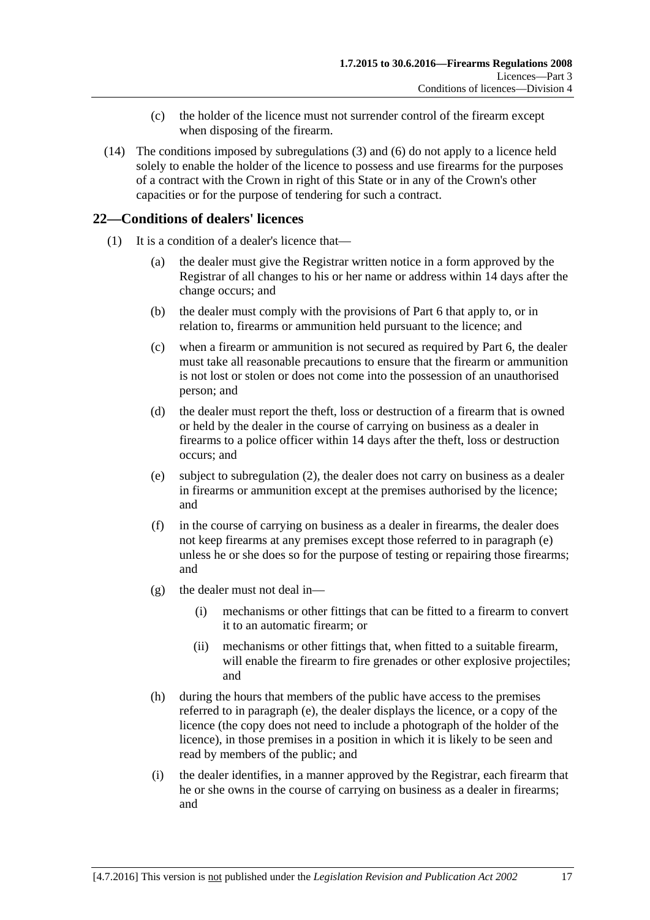(c) the holder of the licence must not surrender control of the firearm except when disposing of the firearm.

(14) The conditions imposed by subregulations (3) and (6) do not apply to a licence held solely to enable the holder of the licence to possess and use firearms for the purposes of a contract with the Crown in right of this State or in any of the Crown's other capacities or for the purpose of tendering for such a contract.

## 22—Conditions of dealers' licences

(1) It is a condition of a dealer's licence that—

(a) the dealer must give the Registrar written notice in a form approved by the Registrar of all changes to his or her name or address within 14 days after the change occurs; and

(b) the dealer must comply with the provisions of Part 6 that apply to, or in relation to, firearms or ammunition held pursuant to the licence; and

(c) when a firearm or ammunition is not secured as required by Part 6, the dealer must take all reasonable precautions to ensure that the firearm or ammunition is not lost or stolen or does not come into the possession of an unauthorised person; and

(d) the dealer must report the theft, loss or destruction of a firearm that is owned or held by the dealer in the course of carrying on business as a dealer in firearms to a police officer within 14 days after the theft, loss or destruction occurs; and

(e) subject to subregulation (2), the dealer does not carry on business as a dealer in firearms or ammunition except at the premises authorised by the licence; and

(f) in the course of carrying on business as a dealer in firearms, the dealer does not keep firearms at any premises except those referred to in paragraph (e) unless he or she does so for the purpose of testing or repairing those firearms; and

(g) the dealer must not deal in—

(i) mechanisms or other fittings that can be fitted to a firearm to convert it to an automatic firearm; or

(ii) mechanisms or other fittings that, when fitted to a suitable firearm, will enable the firearm to fire grenades or other explosive projectiles; and

(h) during the hours that members of the public have access to the premises referred to in paragraph (e), the dealer displays the licence, or a copy of the licence (the copy does not need to include a photograph of the holder of the licence), in those premises in a position in which it is likely to be seen and read by members of the public; and

(i) the dealer identifies, in a manner approved by the Registrar, each firearm that he or she owns in the course of carrying on business as a dealer in firearms; and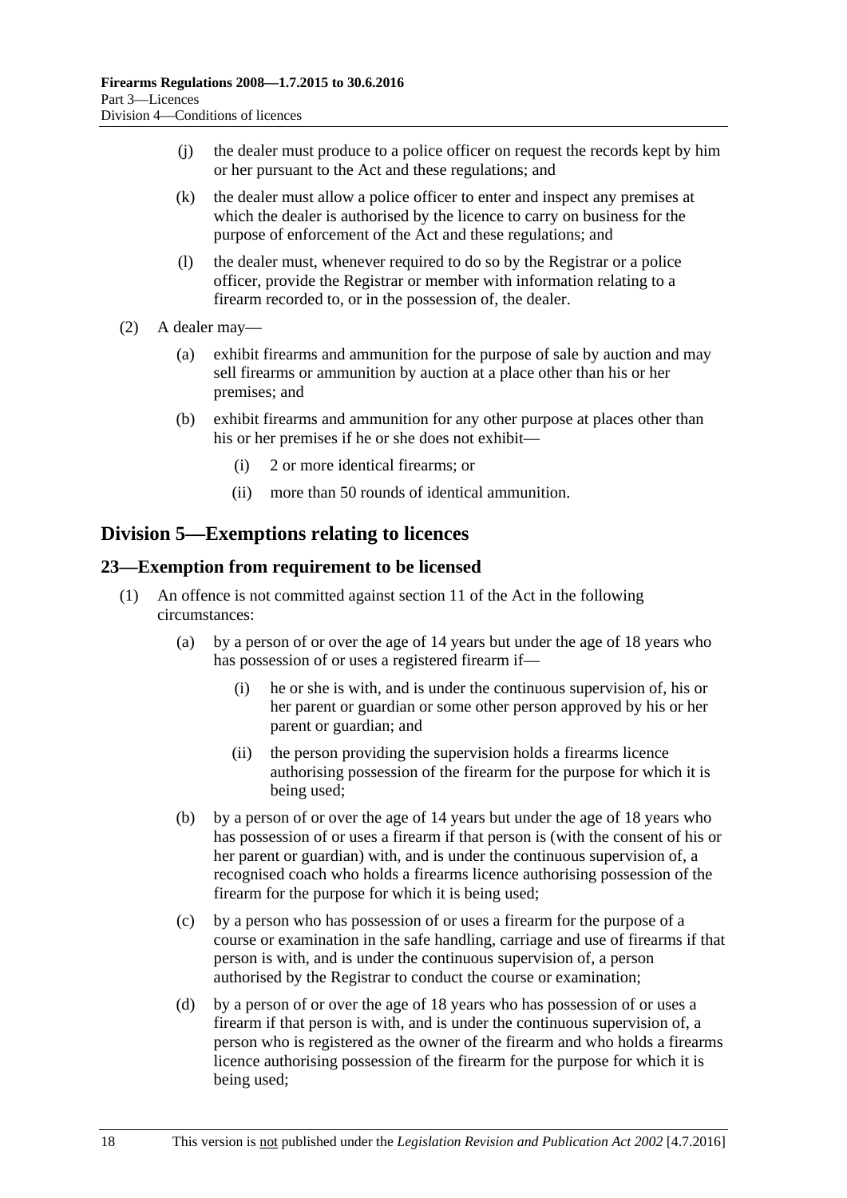(j) the dealer must produce to a police officer on request the records kept by him or her pursuant to the Act and these regulations; and

(k) the dealer must allow a police officer to enter and inspect any premises at which the dealer is authorised by the licence to carry on business for the purpose of enforcement of the Act and these regulations; and

(l) the dealer must, whenever required to do so by the Registrar or a police officer, provide the Registrar or member with information relating to a firearm recorded to, or in the possession of, the dealer.

(2) A dealer may—

(a) exhibit firearms and ammunition for the purpose of sale by auction and may sell firearms or ammunition by auction at a place other than his or her premises; and

(b) exhibit firearms and ammunition for any other purpose at places other than his or her premises if he or she does not exhibit—

(i) 2 or more identical firearms; or

(ii) more than 50 rounds of identical ammunition.

## Division 5—Exemptions relating to licences

### 23—Exemption from requirement to be licensed

(1) An offence is not committed against section 11 of the Act in the following circumstances:

(a) by a person of or over the age of 14 years but under the age of 18 years who has possession of or uses a registered firearm if—

(i) he or she is with, and is under the continuous supervision of, his or her parent or guardian or some other person approved by his or her parent or guardian; and

(ii) the person providing the supervision holds a firearms licence authorising possession of the firearm for the purpose for which it is being used;

(b) by a person of or over the age of 14 years but under the age of 18 years who has possession of or uses a firearm if that person is (with the consent of his or her parent or guardian) with, and is under the continuous supervision of, a recognised coach who holds a firearms licence authorising possession of the firearm for the purpose for which it is being used;

(c) by a person who has possession of or uses a firearm for the purpose of a course or examination in the safe handling, carriage and use of firearms if that person is with, and is under the continuous supervision of, a person authorised by the Registrar to conduct the course or examination;

(d) by a person of or over the age of 18 years who has possession of or uses a firearm if that person is with, and is under the continuous supervision of, a person who is registered as the owner of the firearm and who holds a firearms licence authorising possession of the firearm for the purpose for which it is being used;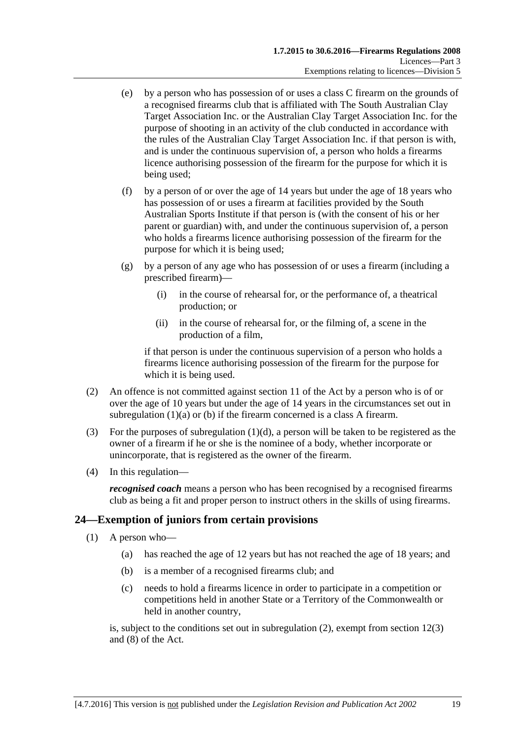(e) by a person who has possession of or uses a class C firearm on the grounds of a recognised firearms club that is affiliated with The South Australian Clay Target Association Inc. or the Australian Clay Target Association Inc. for the purpose of shooting in an activity of the club conducted in accordance with the rules of the Australian Clay Target Association Inc. if that person is with, and is under the continuous supervision of, a person who holds a firearms licence authorising possession of the firearm for the purpose for which it is being used;

(f) by a person of or over the age of 14 years but under the age of 18 years who has possession of or uses a firearm at facilities provided by the South Australian Sports Institute if that person is (with the consent of his or her parent or guardian) with, and under the continuous supervision of, a person who holds a firearms licence authorising possession of the firearm for the purpose for which it is being used;

(g) by a person of any age who has possession of or uses a firearm (including a prescribed firearm)—

(i) in the course of rehearsal for, or the performance of, a theatrical production; or

(ii) in the course of rehearsal for, or the filming of, a scene in the production of a film,

if that person is under the continuous supervision of a person who holds a firearms licence authorising possession of the firearm for the purpose for which it is being used.

(2) An offence is not committed against section 11 of the Act by a person who is of or over the age of 10 years but under the age of 14 years in the circumstances set out in subregulation (1)(a) or (b) if the firearm concerned is a class A firearm.

(3) For the purposes of subregulation (1)(d), a person will be taken to be registered as the owner of a firearm if he or she is the nominee of a body, whether incorporate or unincorporate, that is registered as the owner of the firearm.

(4) In this regulation—

***recognised coach*** means a person who has been recognised by a recognised firearms club as being a fit and proper person to instruct others in the skills of using firearms.

## 24—Exemption of juniors from certain provisions

(1) A person who—

(a) has reached the age of 12 years but has not reached the age of 18 years; and

(b) is a member of a recognised firearms club; and

(c) needs to hold a firearms licence in order to participate in a competition or competitions held in another State or a Territory of the Commonwealth or held in another country,

is, subject to the conditions set out in subregulation (2), exempt from section 12(3) and (8) of the Act.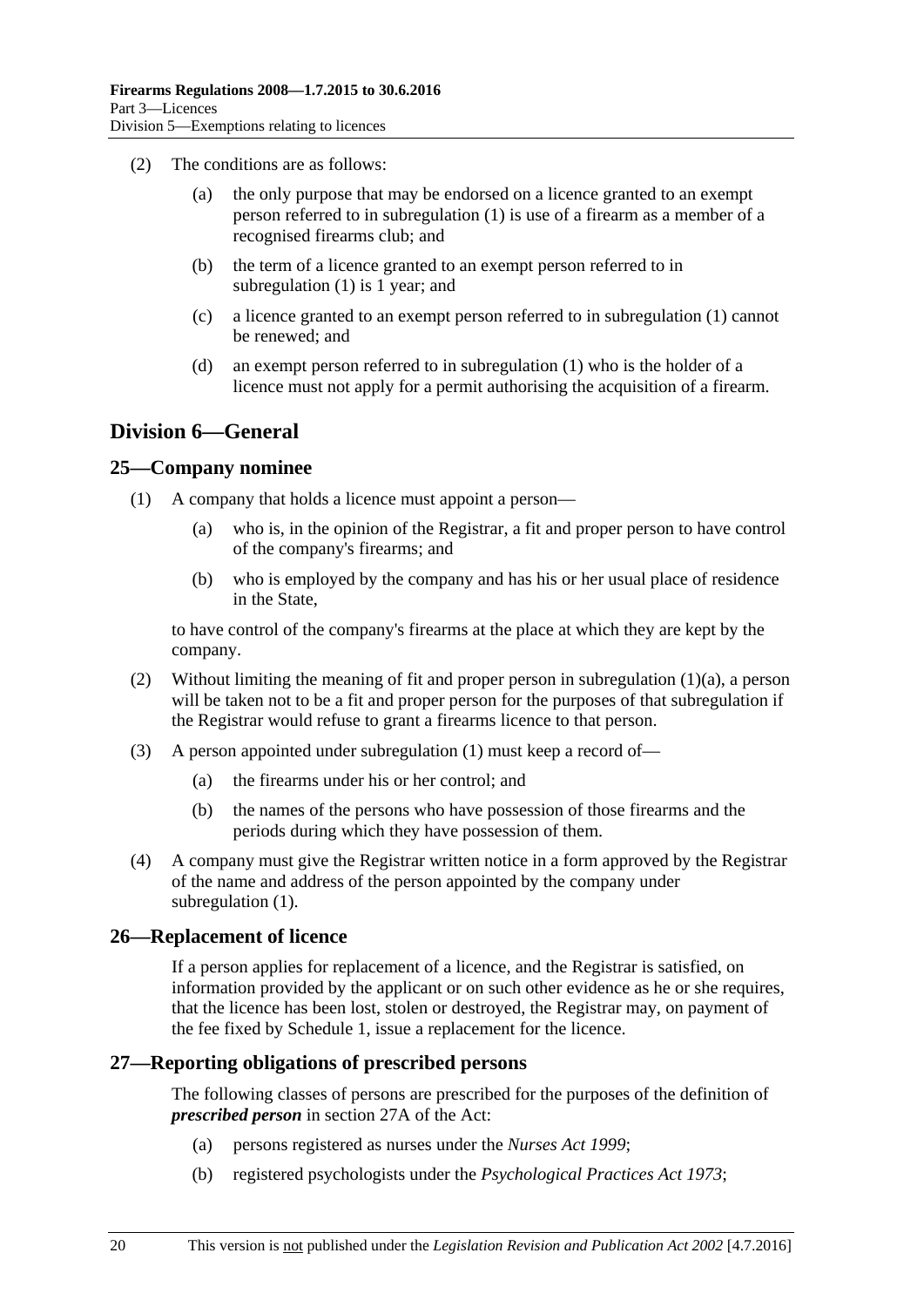(2) The conditions are as follows:

(a) the only purpose that may be endorsed on a licence granted to an exempt person referred to in subregulation (1) is use of a firearm as a member of a recognised firearms club; and

(b) the term of a licence granted to an exempt person referred to in subregulation (1) is 1 year; and

(c) a licence granted to an exempt person referred to in subregulation (1) cannot be renewed; and

(d) an exempt person referred to in subregulation (1) who is the holder of a licence must not apply for a permit authorising the acquisition of a firearm.

## Division 6—General

### 25—Company nominee

(1) A company that holds a licence must appoint a person—

(a) who is, in the opinion of the Registrar, a fit and proper person to have control of the company's firearms; and

(b) who is employed by the company and has his or her usual place of residence in the State,

to have control of the company's firearms at the place at which they are kept by the company.

(2) Without limiting the meaning of fit and proper person in subregulation (1)(a), a person will be taken not to be a fit and proper person for the purposes of that subregulation if the Registrar would refuse to grant a firearms licence to that person.

(3) A person appointed under subregulation (1) must keep a record of—

(a) the firearms under his or her control; and

(b) the names of the persons who have possession of those firearms and the periods during which they have possession of them.

(4) A company must give the Registrar written notice in a form approved by the Registrar of the name and address of the person appointed by the company under subregulation (1).

### 26—Replacement of licence

If a person applies for replacement of a licence, and the Registrar is satisfied, on information provided by the applicant or on such other evidence as he or she requires, that the licence has been lost, stolen or destroyed, the Registrar may, on payment of the fee fixed by Schedule 1, issue a replacement for the licence.

### 27—Reporting obligations of prescribed persons

The following classes of persons are prescribed for the purposes of the definition of ***prescribed person*** in section 27A of the Act:

(a) persons registered as nurses under the *Nurses Act 1999*;

(b) registered psychologists under the *Psychological Practices Act 1973*;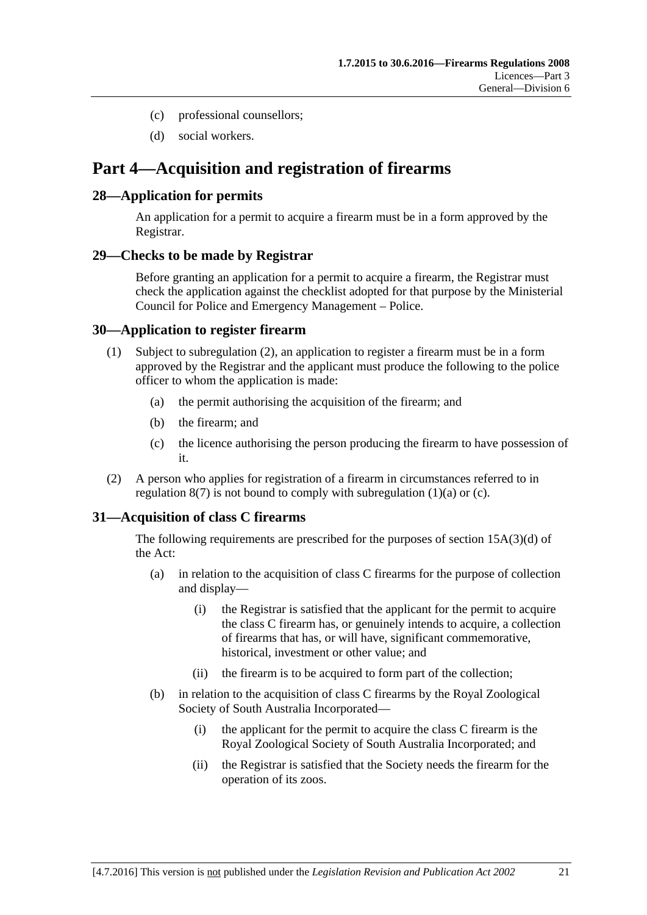(c) professional counsellors;

(d) social workers.

# Part 4—Acquisition and registration of firearms

## 28—Application for permits

An application for a permit to acquire a firearm must be in a form approved by the Registrar.

## 29—Checks to be made by Registrar

Before granting an application for a permit to acquire a firearm, the Registrar must check the application against the checklist adopted for that purpose by the Ministerial Council for Police and Emergency Management – Police.

## 30—Application to register firearm

(1) Subject to subregulation (2), an application to register a firearm must be in a form approved by the Registrar and the applicant must produce the following to the police officer to whom the application is made:

(a) the permit authorising the acquisition of the firearm; and

(b) the firearm; and

(c) the licence authorising the person producing the firearm to have possession of it.

(2) A person who applies for registration of a firearm in circumstances referred to in regulation 8(7) is not bound to comply with subregulation (1)(a) or (c).

## 31—Acquisition of class C firearms

The following requirements are prescribed for the purposes of section 15A(3)(d) of the Act:

(a) in relation to the acquisition of class C firearms for the purpose of collection and display—

(i) the Registrar is satisfied that the applicant for the permit to acquire the class C firearm has, or genuinely intends to acquire, a collection of firearms that has, or will have, significant commemorative, historical, investment or other value; and

(ii) the firearm is to be acquired to form part of the collection;

(b) in relation to the acquisition of class C firearms by the Royal Zoological Society of South Australia Incorporated—

(i) the applicant for the permit to acquire the class C firearm is the Royal Zoological Society of South Australia Incorporated; and

(ii) the Registrar is satisfied that the Society needs the firearm for the operation of its zoos.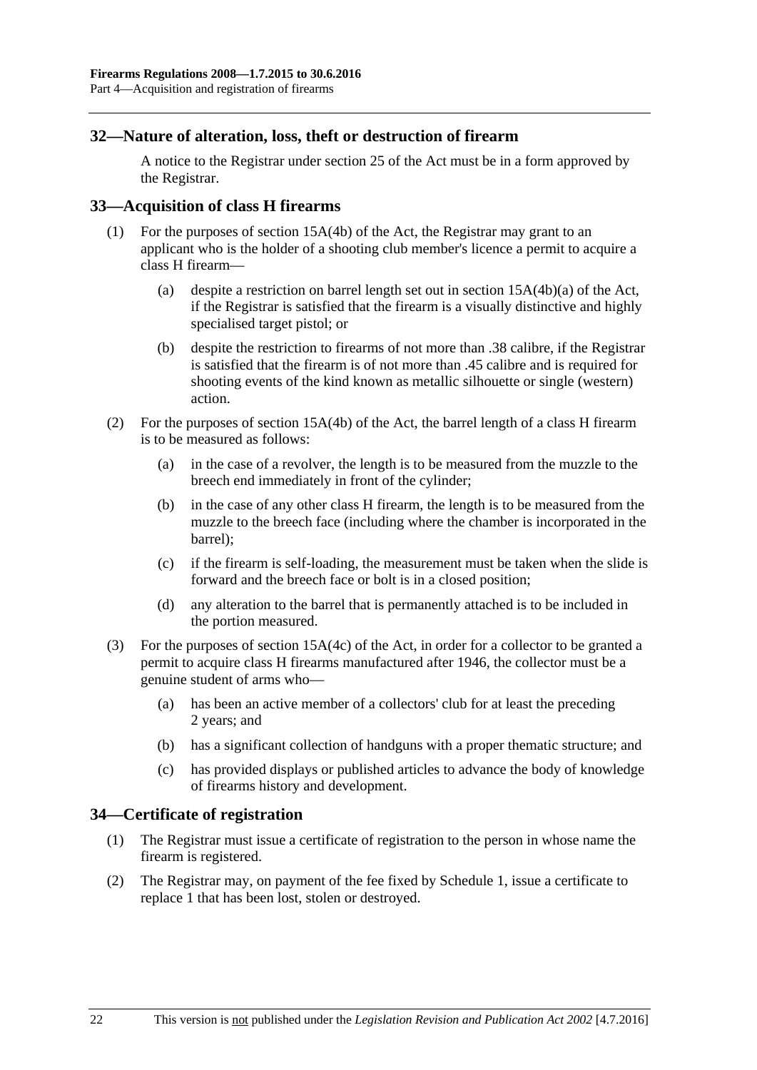## 32—Nature of alteration, loss, theft or destruction of firearm

A notice to the Registrar under section 25 of the Act must be in a form approved by the Registrar.

## 33—Acquisition of class H firearms

(1) For the purposes of section 15A(4b) of the Act, the Registrar may grant to an applicant who is the holder of a shooting club member's licence a permit to acquire a class H firearm—

(a) despite a restriction on barrel length set out in section 15A(4b)(a) of the Act, if the Registrar is satisfied that the firearm is a visually distinctive and highly specialised target pistol; or

(b) despite the restriction to firearms of not more than .38 calibre, if the Registrar is satisfied that the firearm is of not more than .45 calibre and is required for shooting events of the kind known as metallic silhouette or single (western) action.

(2) For the purposes of section 15A(4b) of the Act, the barrel length of a class H firearm is to be measured as follows:

(a) in the case of a revolver, the length is to be measured from the muzzle to the breech end immediately in front of the cylinder;

(b) in the case of any other class H firearm, the length is to be measured from the muzzle to the breech face (including where the chamber is incorporated in the barrel);

(c) if the firearm is self-loading, the measurement must be taken when the slide is forward and the breech face or bolt is in a closed position;

(d) any alteration to the barrel that is permanently attached is to be included in the portion measured.

(3) For the purposes of section 15A(4c) of the Act, in order for a collector to be granted a permit to acquire class H firearms manufactured after 1946, the collector must be a genuine student of arms who—

(a) has been an active member of a collectors' club for at least the preceding 2 years; and

(b) has a significant collection of handguns with a proper thematic structure; and

(c) has provided displays or published articles to advance the body of knowledge of firearms history and development.

## 34—Certificate of registration

(1) The Registrar must issue a certificate of registration to the person in whose name the firearm is registered.

(2) The Registrar may, on payment of the fee fixed by Schedule 1, issue a certificate to replace 1 that has been lost, stolen or destroyed.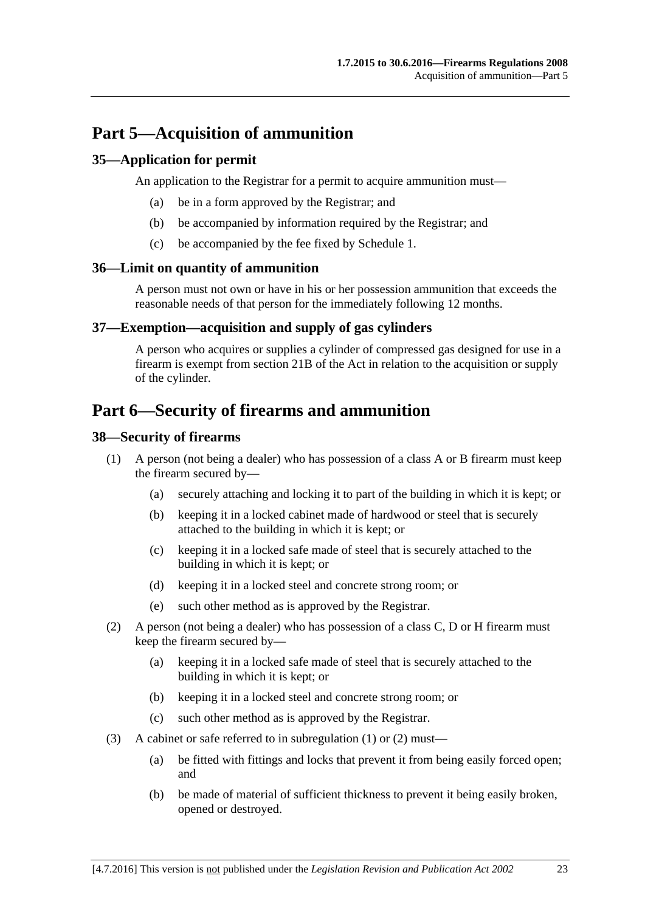# Part 5—Acquisition of ammunition

## 35—Application for permit

An application to the Registrar for a permit to acquire ammunition must—

- (a) be in a form approved by the Registrar; and
- (b) be accompanied by information required by the Registrar; and
- (c) be accompanied by the fee fixed by Schedule 1.

## 36—Limit on quantity of ammunition

A person must not own or have in his or her possession ammunition that exceeds the reasonable needs of that person for the immediately following 12 months.

## 37—Exemption—acquisition and supply of gas cylinders

A person who acquires or supplies a cylinder of compressed gas designed for use in a firearm is exempt from section 21B of the Act in relation to the acquisition or supply of the cylinder.

# Part 6—Security of firearms and ammunition

## 38—Security of firearms

(1) A person (not being a dealer) who has possession of a class A or B firearm must keep the firearm secured by—

- (a) securely attaching and locking it to part of the building in which it is kept; or
- (b) keeping it in a locked cabinet made of hardwood or steel that is securely attached to the building in which it is kept; or
- (c) keeping it in a locked safe made of steel that is securely attached to the building in which it is kept; or
- (d) keeping it in a locked steel and concrete strong room; or
- (e) such other method as is approved by the Registrar.

(2) A person (not being a dealer) who has possession of a class C, D or H firearm must keep the firearm secured by—

- (a) keeping it in a locked safe made of steel that is securely attached to the building in which it is kept; or
- (b) keeping it in a locked steel and concrete strong room; or
- (c) such other method as is approved by the Registrar.

(3) A cabinet or safe referred to in subregulation (1) or (2) must—

- (a) be fitted with fittings and locks that prevent it from being easily forced open; and
- (b) be made of material of sufficient thickness to prevent it being easily broken, opened or destroyed.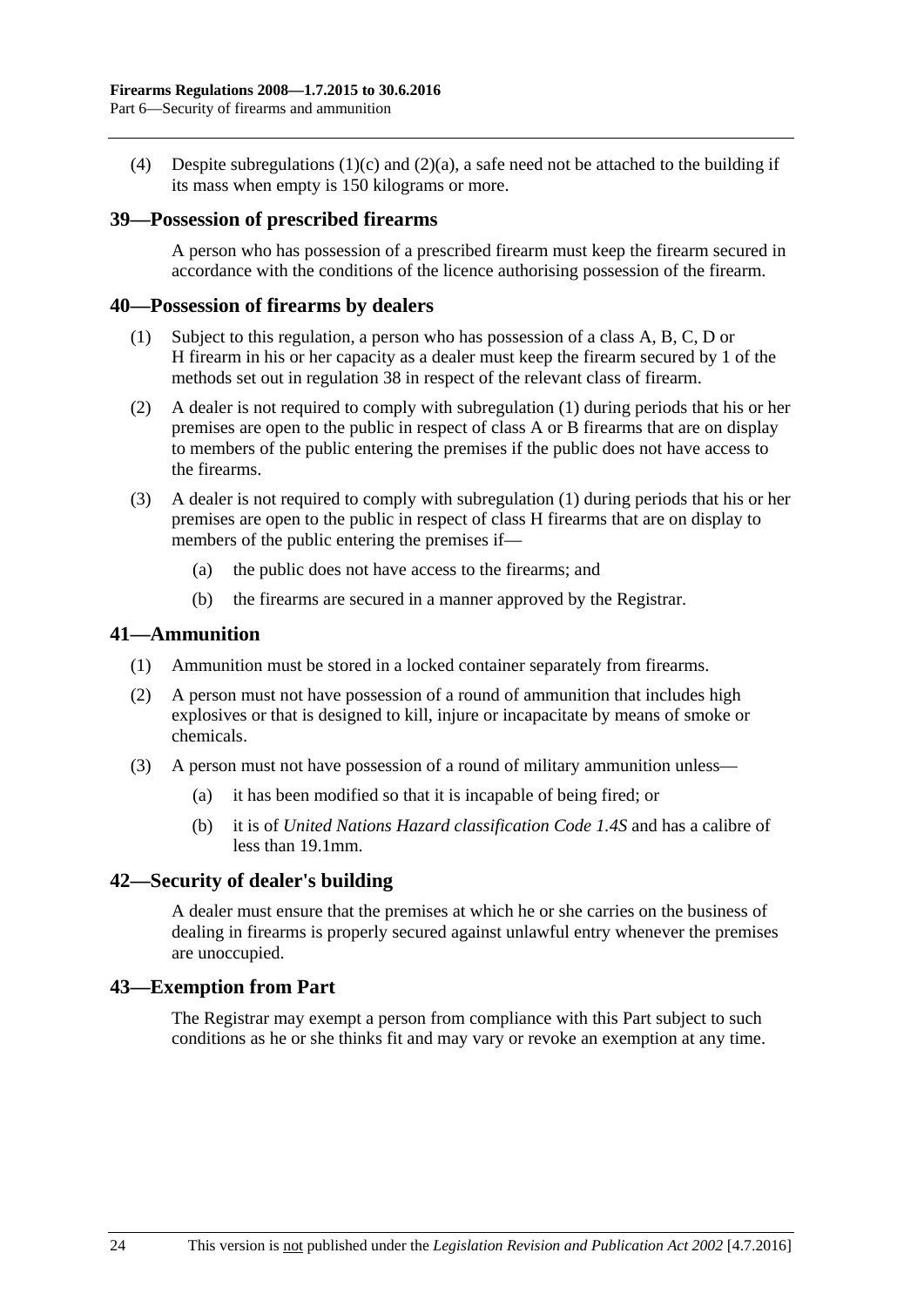(4) Despite subregulations (1)(c) and (2)(a), a safe need not be attached to the building if its mass when empty is 150 kilograms or more.

## 39—Possession of prescribed firearms

A person who has possession of a prescribed firearm must keep the firearm secured in accordance with the conditions of the licence authorising possession of the firearm.

## 40—Possession of firearms by dealers

(1) Subject to this regulation, a person who has possession of a class A, B, C, D or H firearm in his or her capacity as a dealer must keep the firearm secured by 1 of the methods set out in regulation 38 in respect of the relevant class of firearm.

(2) A dealer is not required to comply with subregulation (1) during periods that his or her premises are open to the public in respect of class A or B firearms that are on display to members of the public entering the premises if the public does not have access to the firearms.

(3) A dealer is not required to comply with subregulation (1) during periods that his or her premises are open to the public in respect of class H firearms that are on display to members of the public entering the premises if—

(a) the public does not have access to the firearms; and

(b) the firearms are secured in a manner approved by the Registrar.

## 41—Ammunition

(1) Ammunition must be stored in a locked container separately from firearms.

(2) A person must not have possession of a round of ammunition that includes high explosives or that is designed to kill, injure or incapacitate by means of smoke or chemicals.

(3) A person must not have possession of a round of military ammunition unless—

(a) it has been modified so that it is incapable of being fired; or

(b) it is of *United Nations Hazard classification Code 1.4S* and has a calibre of less than 19.1mm.

## 42—Security of dealer's building

A dealer must ensure that the premises at which he or she carries on the business of dealing in firearms is properly secured against unlawful entry whenever the premises are unoccupied.

## 43—Exemption from Part

The Registrar may exempt a person from compliance with this Part subject to such conditions as he or she thinks fit and may vary or revoke an exemption at any time.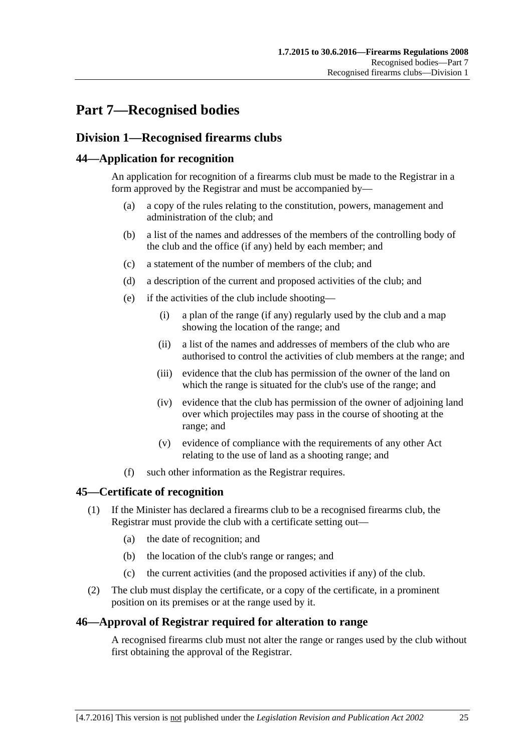# Part 7—Recognised bodies

## Division 1—Recognised firearms clubs

### 44—Application for recognition

An application for recognition of a firearms club must be made to the Registrar in a form approved by the Registrar and must be accompanied by—

- (a) a copy of the rules relating to the constitution, powers, management and administration of the club; and
- (b) a list of the names and addresses of the members of the controlling body of the club and the office (if any) held by each member; and
- (c) a statement of the number of members of the club; and
- (d) a description of the current and proposed activities of the club; and
- (e) if the activities of the club include shooting—
  - (i) a plan of the range (if any) regularly used by the club and a map showing the location of the range; and
  - (ii) a list of the names and addresses of members of the club who are authorised to control the activities of club members at the range; and
  - (iii) evidence that the club has permission of the owner of the land on which the range is situated for the club's use of the range; and
  - (iv) evidence that the club has permission of the owner of adjoining land over which projectiles may pass in the course of shooting at the range; and
  - (v) evidence of compliance with the requirements of any other Act relating to the use of land as a shooting range; and
- (f) such other information as the Registrar requires.

### 45—Certificate of recognition

(1) If the Minister has declared a firearms club to be a recognised firearms club, the Registrar must provide the club with a certificate setting out—

- (a) the date of recognition; and
- (b) the location of the club's range or ranges; and
- (c) the current activities (and the proposed activities if any) of the club.

(2) The club must display the certificate, or a copy of the certificate, in a prominent position on its premises or at the range used by it.

### 46—Approval of Registrar required for alteration to range

A recognised firearms club must not alter the range or ranges used by the club without first obtaining the approval of the Registrar.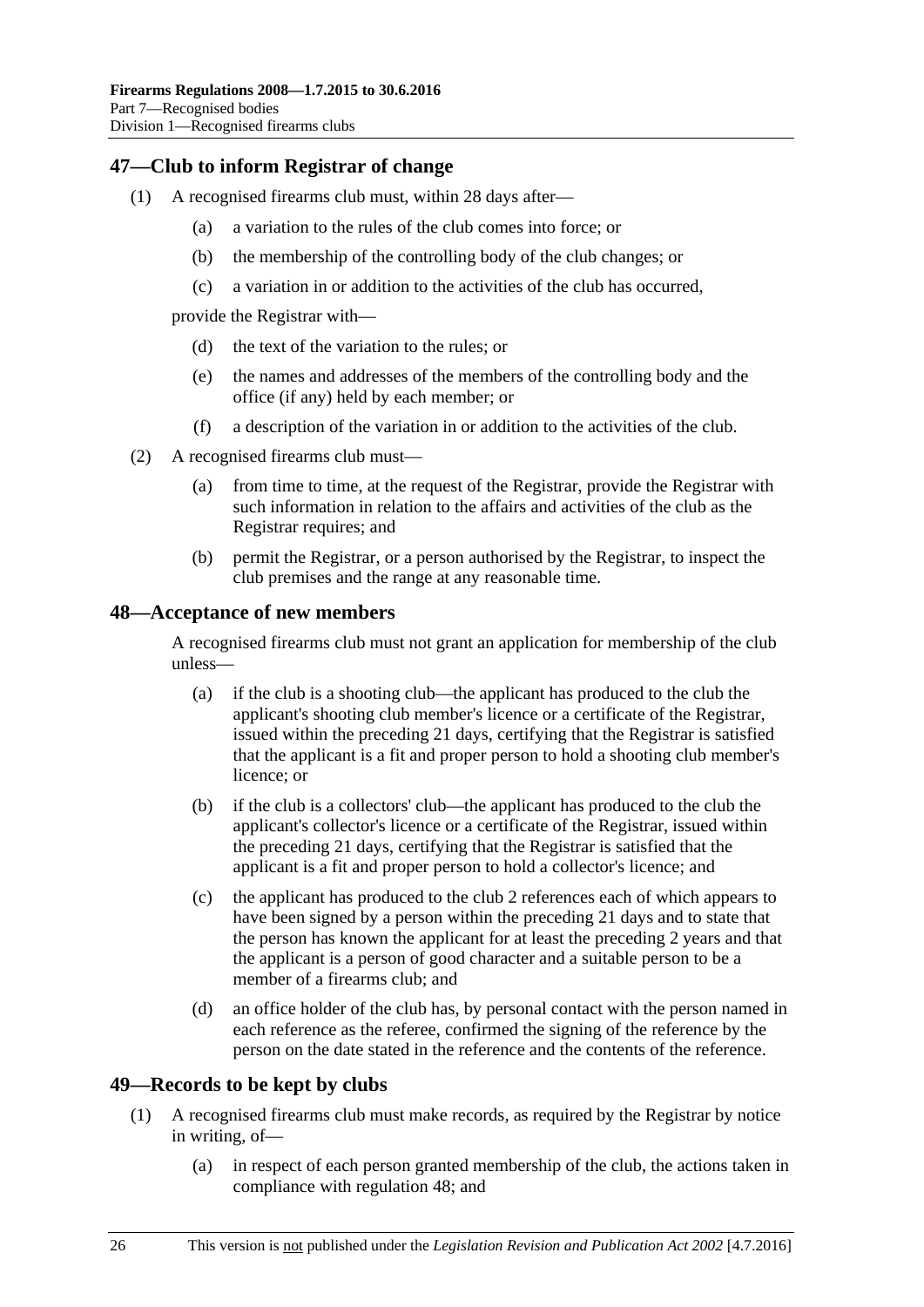## 47—Club to inform Registrar of change

(1) A recognised firearms club must, within 28 days after—

(a) a variation to the rules of the club comes into force; or

(b) the membership of the controlling body of the club changes; or

(c) a variation in or addition to the activities of the club has occurred,

provide the Registrar with—

(d) the text of the variation to the rules; or

(e) the names and addresses of the members of the controlling body and the office (if any) held by each member; or

(f) a description of the variation in or addition to the activities of the club.

(2) A recognised firearms club must—

(a) from time to time, at the request of the Registrar, provide the Registrar with such information in relation to the affairs and activities of the club as the Registrar requires; and

(b) permit the Registrar, or a person authorised by the Registrar, to inspect the club premises and the range at any reasonable time.

## 48—Acceptance of new members

A recognised firearms club must not grant an application for membership of the club unless—

(a) if the club is a shooting club—the applicant has produced to the club the applicant's shooting club member's licence or a certificate of the Registrar, issued within the preceding 21 days, certifying that the Registrar is satisfied that the applicant is a fit and proper person to hold a shooting club member's licence; or

(b) if the club is a collectors' club—the applicant has produced to the club the applicant's collector's licence or a certificate of the Registrar, issued within the preceding 21 days, certifying that the Registrar is satisfied that the applicant is a fit and proper person to hold a collector's licence; and

(c) the applicant has produced to the club 2 references each of which appears to have been signed by a person within the preceding 21 days and to state that the person has known the applicant for at least the preceding 2 years and that the applicant is a person of good character and a suitable person to be a member of a firearms club; and

(d) an office holder of the club has, by personal contact with the person named in each reference as the referee, confirmed the signing of the reference by the person on the date stated in the reference and the contents of the reference.

## 49—Records to be kept by clubs

(1) A recognised firearms club must make records, as required by the Registrar by notice in writing, of—

(a) in respect of each person granted membership of the club, the actions taken in compliance with regulation 48; and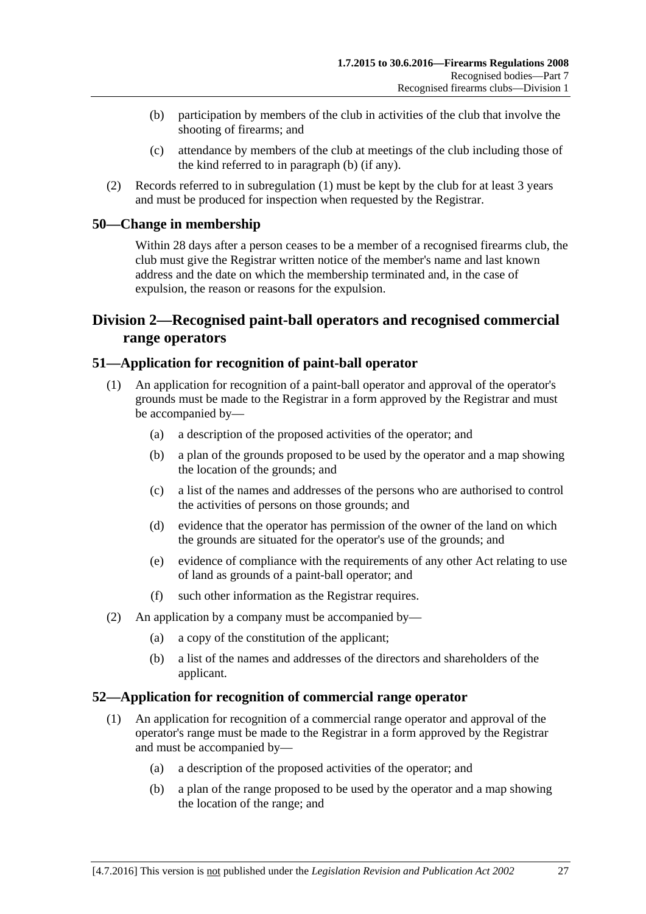(b) participation by members of the club in activities of the club that involve the shooting of firearms; and

(c) attendance by members of the club at meetings of the club including those of the kind referred to in paragraph (b) (if any).

(2) Records referred to in subregulation (1) must be kept by the club for at least 3 years and must be produced for inspection when requested by the Registrar.

### 50—Change in membership

Within 28 days after a person ceases to be a member of a recognised firearms club, the club must give the Registrar written notice of the member's name and last known address and the date on which the membership terminated and, in the case of expulsion, the reason or reasons for the expulsion.

## Division 2—Recognised paint-ball operators and recognised commercial range operators

### 51—Application for recognition of paint-ball operator

(1) An application for recognition of a paint-ball operator and approval of the operator's grounds must be made to the Registrar in a form approved by the Registrar and must be accompanied by—

(a) a description of the proposed activities of the operator; and

(b) a plan of the grounds proposed to be used by the operator and a map showing the location of the grounds; and

(c) a list of the names and addresses of the persons who are authorised to control the activities of persons on those grounds; and

(d) evidence that the operator has permission of the owner of the land on which the grounds are situated for the operator's use of the grounds; and

(e) evidence of compliance with the requirements of any other Act relating to use of land as grounds of a paint-ball operator; and

(f) such other information as the Registrar requires.

(2) An application by a company must be accompanied by—

(a) a copy of the constitution of the applicant;

(b) a list of the names and addresses of the directors and shareholders of the applicant.

### 52—Application for recognition of commercial range operator

(1) An application for recognition of a commercial range operator and approval of the operator's range must be made to the Registrar in a form approved by the Registrar and must be accompanied by—

(a) a description of the proposed activities of the operator; and

(b) a plan of the range proposed to be used by the operator and a map showing the location of the range; and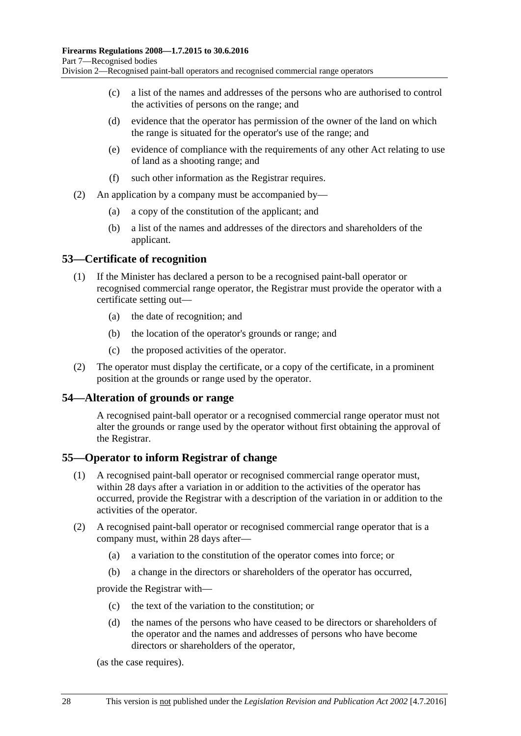(c) a list of the names and addresses of the persons who are authorised to control the activities of persons on the range; and

(d) evidence that the operator has permission of the owner of the land on which the range is situated for the operator's use of the range; and

(e) evidence of compliance with the requirements of any other Act relating to use of land as a shooting range; and

(f) such other information as the Registrar requires.

(2) An application by a company must be accompanied by—

(a) a copy of the constitution of the applicant; and

(b) a list of the names and addresses of the directors and shareholders of the applicant.

## 53—Certificate of recognition

(1) If the Minister has declared a person to be a recognised paint-ball operator or recognised commercial range operator, the Registrar must provide the operator with a certificate setting out—

(a) the date of recognition; and

(b) the location of the operator's grounds or range; and

(c) the proposed activities of the operator.

(2) The operator must display the certificate, or a copy of the certificate, in a prominent position at the grounds or range used by the operator.

## 54—Alteration of grounds or range

A recognised paint-ball operator or a recognised commercial range operator must not alter the grounds or range used by the operator without first obtaining the approval of the Registrar.

## 55—Operator to inform Registrar of change

(1) A recognised paint-ball operator or recognised commercial range operator must, within 28 days after a variation in or addition to the activities of the operator has occurred, provide the Registrar with a description of the variation in or addition to the activities of the operator.

(2) A recognised paint-ball operator or recognised commercial range operator that is a company must, within 28 days after—

(a) a variation to the constitution of the operator comes into force; or

(b) a change in the directors or shareholders of the operator has occurred,

provide the Registrar with—

(c) the text of the variation to the constitution; or

(d) the names of the persons who have ceased to be directors or shareholders of the operator and the names and addresses of persons who have become directors or shareholders of the operator,

(as the case requires).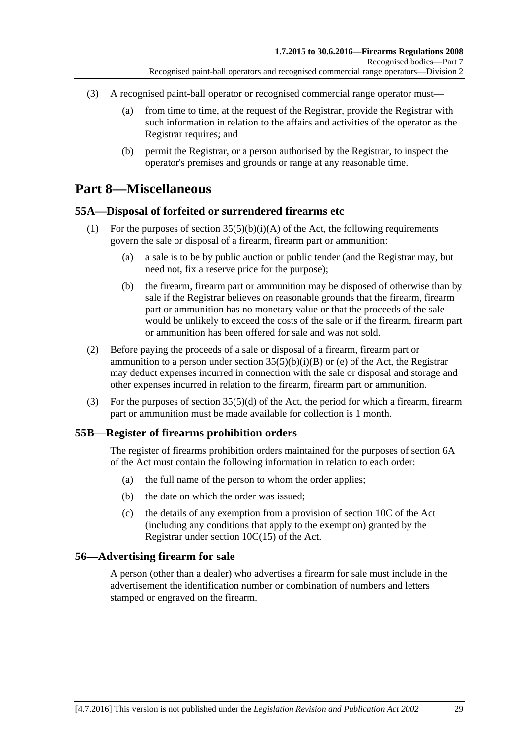(3) A recognised paint-ball operator or recognised commercial range operator must—

(a) from time to time, at the request of the Registrar, provide the Registrar with such information in relation to the affairs and activities of the operator as the Registrar requires; and

(b) permit the Registrar, or a person authorised by the Registrar, to inspect the operator's premises and grounds or range at any reasonable time.

# Part 8—Miscellaneous

## 55A—Disposal of forfeited or surrendered firearms etc

(1) For the purposes of section 35(5)(b)(i)(A) of the Act, the following requirements govern the sale or disposal of a firearm, firearm part or ammunition:

(a) a sale is to be by public auction or public tender (and the Registrar may, but need not, fix a reserve price for the purpose);

(b) the firearm, firearm part or ammunition may be disposed of otherwise than by sale if the Registrar believes on reasonable grounds that the firearm, firearm part or ammunition has no monetary value or that the proceeds of the sale would be unlikely to exceed the costs of the sale or if the firearm, firearm part or ammunition has been offered for sale and was not sold.

(2) Before paying the proceeds of a sale or disposal of a firearm, firearm part or ammunition to a person under section 35(5)(b)(i)(B) or (e) of the Act, the Registrar may deduct expenses incurred in connection with the sale or disposal and storage and other expenses incurred in relation to the firearm, firearm part or ammunition.

(3) For the purposes of section 35(5)(d) of the Act, the period for which a firearm, firearm part or ammunition must be made available for collection is 1 month.

## 55B—Register of firearms prohibition orders

The register of firearms prohibition orders maintained for the purposes of section 6A of the Act must contain the following information in relation to each order:

(a) the full name of the person to whom the order applies;

(b) the date on which the order was issued;

(c) the details of any exemption from a provision of section 10C of the Act (including any conditions that apply to the exemption) granted by the Registrar under section 10C(15) of the Act.

## 56—Advertising firearm for sale

A person (other than a dealer) who advertises a firearm for sale must include in the advertisement the identification number or combination of numbers and letters stamped or engraved on the firearm.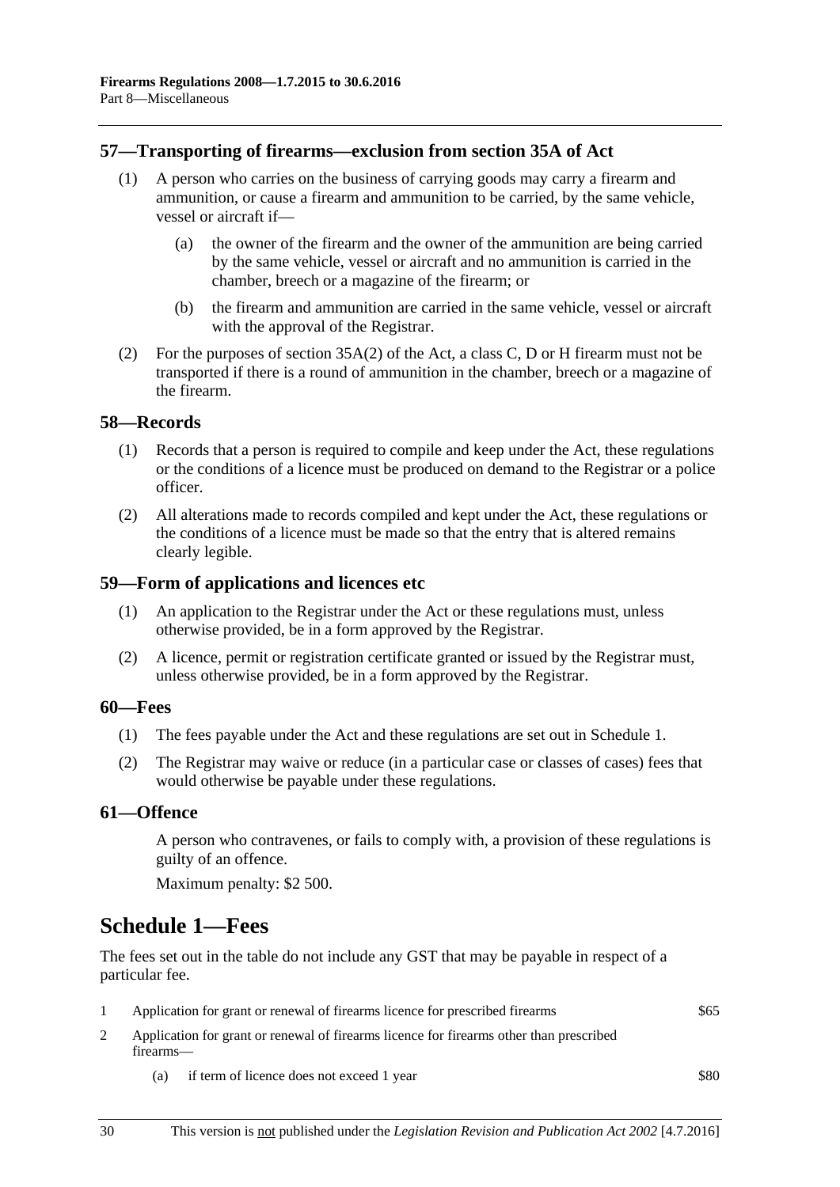## 57—Transporting of firearms—exclusion from section 35A of Act

(1) A person who carries on the business of carrying goods may carry a firearm and ammunition, or cause a firearm and ammunition to be carried, by the same vehicle, vessel or aircraft if—

 (a) the owner of the firearm and the owner of the ammunition are being carried by the same vehicle, vessel or aircraft and no ammunition is carried in the chamber, breech or a magazine of the firearm; or

 (b) the firearm and ammunition are carried in the same vehicle, vessel or aircraft with the approval of the Registrar.

(2) For the purposes of section 35A(2) of the Act, a class C, D or H firearm must not be transported if there is a round of ammunition in the chamber, breech or a magazine of the firearm.

## 58—Records

(1) Records that a person is required to compile and keep under the Act, these regulations or the conditions of a licence must be produced on demand to the Registrar or a police officer.

(2) All alterations made to records compiled and kept under the Act, these regulations or the conditions of a licence must be made so that the entry that is altered remains clearly legible.

## 59—Form of applications and licences etc

(1) An application to the Registrar under the Act or these regulations must, unless otherwise provided, be in a form approved by the Registrar.

(2) A licence, permit or registration certificate granted or issued by the Registrar must, unless otherwise provided, be in a form approved by the Registrar.

## 60—Fees

(1) The fees payable under the Act and these regulations are set out in Schedule 1.

(2) The Registrar may waive or reduce (in a particular case or classes of cases) fees that would otherwise be payable under these regulations.

## 61—Offence

A person who contravenes, or fails to comply with, a provision of these regulations is guilty of an offence.

Maximum penalty: $2 500.

# Schedule 1—Fees

The fees set out in the table do not include any GST that may be payable in respect of a particular fee.

| | | |
|---|---|---|
| 1 | Application for grant or renewal of firearms licence for prescribed firearms | $65 |
| 2 | Application for grant or renewal of firearms licence for firearms other than prescribed firearms— | |
| | (a) if term of licence does not exceed 1 year | $80 |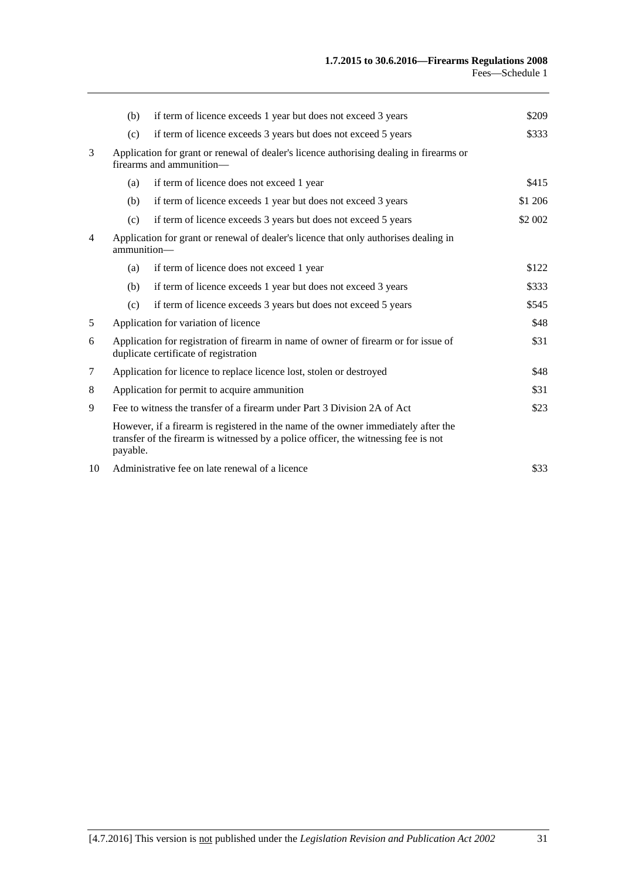| | | | |
|---|---|---|---|
| | (b) | if term of licence exceeds 1 year but does not exceed 3 years | $209 |
| | (c) | if term of licence exceeds 3 years but does not exceed 5 years | $333 |
| 3 | Application for grant or renewal of dealer's licence authorising dealing in firearms or firearms and ammunition— | | |
| | (a) | if term of licence does not exceed 1 year | $415 |
| | (b) | if term of licence exceeds 1 year but does not exceed 3 years | $1 206 |
| | (c) | if term of licence exceeds 3 years but does not exceed 5 years | $2 002 |
| 4 | Application for grant or renewal of dealer's licence that only authorises dealing in ammunition— | | |
| | (a) | if term of licence does not exceed 1 year | $122 |
| | (b) | if term of licence exceeds 1 year but does not exceed 3 years | $333 |
| | (c) | if term of licence exceeds 3 years but does not exceed 5 years | $545 |
| 5 | Application for variation of licence | | $48 |
| 6 | Application for registration of firearm in name of owner of firearm or for issue of duplicate certificate of registration | | $31 |
| 7 | Application for licence to replace licence lost, stolen or destroyed | | $48 |
| 8 | Application for permit to acquire ammunition | | $31 |
| 9 | Fee to witness the transfer of a firearm under Part 3 Division 2A of Act | | $23 |
| | However, if a firearm is registered in the name of the owner immediately after the transfer of the firearm is witnessed by a police officer, the witnessing fee is not payable. | | |
| 10 | Administrative fee on late renewal of a licence | | $33 |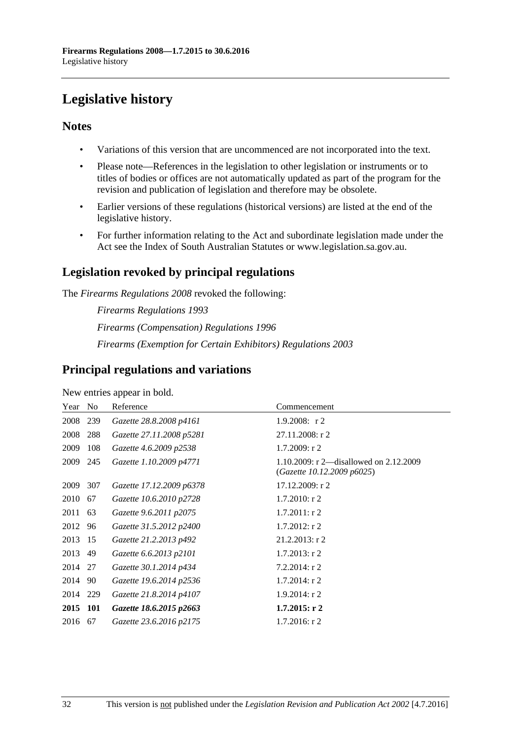# Legislative history

## Notes

- Variations of this version that are uncommenced are not incorporated into the text.
- Please note—References in the legislation to other legislation or instruments or to titles of bodies or offices are not automatically updated as part of the program for the revision and publication of legislation and therefore may be obsolete.
- Earlier versions of these regulations (historical versions) are listed at the end of the legislative history.
- For further information relating to the Act and subordinate legislation made under the Act see the Index of South Australian Statutes or www.legislation.sa.gov.au.

## Legislation revoked by principal regulations

The *Firearms Regulations 2008* revoked the following:

*Firearms Regulations 1993*

*Firearms (Compensation) Regulations 1996*

*Firearms (Exemption for Certain Exhibitors) Regulations 2003*

## Principal regulations and variations

New entries appear in bold.

| Year | No | Reference | Commencement |
|---|---|---|---|
| 2008 | 239 | *Gazette 28.8.2008 p4161* | 1.9.2008: r 2 |
| 2008 | 288 | *Gazette 27.11.2008 p5281* | 27.11.2008: r 2 |
| 2009 | 108 | *Gazette 4.6.2009 p2538* | 1.7.2009: r 2 |
| 2009 | 245 | *Gazette 1.10.2009 p4771* | 1.10.2009: r 2—disallowed on 2.12.2009 (*Gazette 10.12.2009 p6025*) |
| 2009 | 307 | *Gazette 17.12.2009 p6378* | 17.12.2009: r 2 |
| 2010 | 67 | *Gazette 10.6.2010 p2728* | 1.7.2010: r 2 |
| 2011 | 63 | *Gazette 9.6.2011 p2075* | 1.7.2011: r 2 |
| 2012 | 96 | *Gazette 31.5.2012 p2400* | 1.7.2012: r 2 |
| 2013 | 15 | *Gazette 21.2.2013 p492* | 21.2.2013: r 2 |
| 2013 | 49 | *Gazette 6.6.2013 p2101* | 1.7.2013: r 2 |
| 2014 | 27 | *Gazette 30.1.2014 p434* | 7.2.2014: r 2 |
| 2014 | 90 | *Gazette 19.6.2014 p2536* | 1.7.2014: r 2 |
| 2014 | 229 | *Gazette 21.8.2014 p4107* | 1.9.2014: r 2 |
| **2015** | **101** | ***Gazette 18.6.2015 p2663*** | **1.7.2015: r 2** |
| 2016 | 67 | *Gazette 23.6.2016 p2175* | 1.7.2016: r 2 |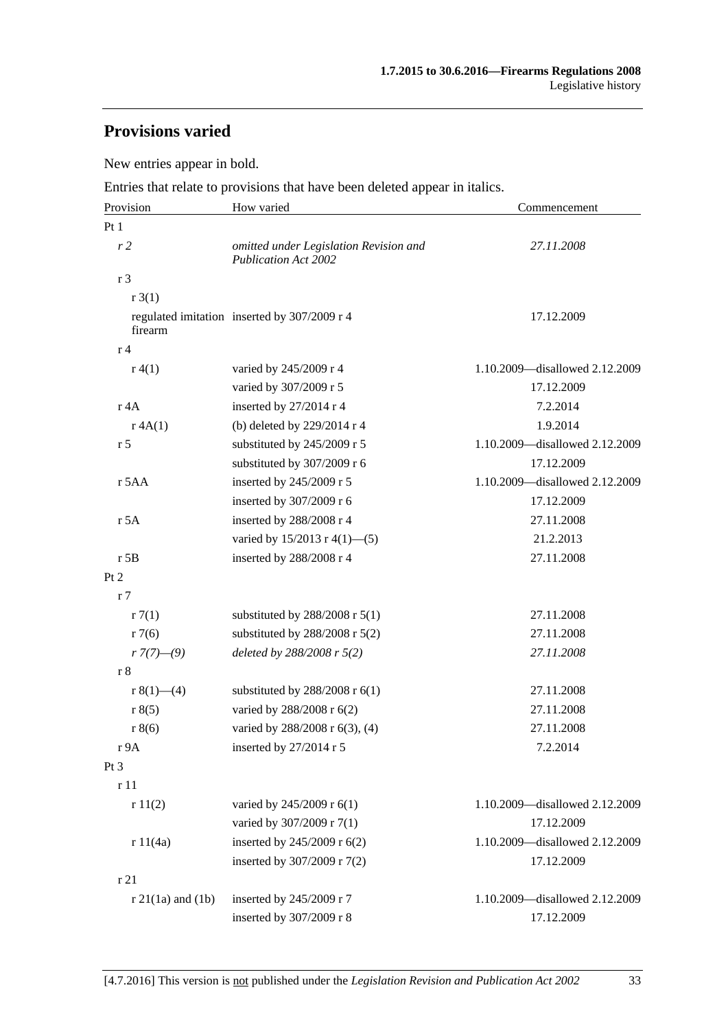## Provisions varied

New entries appear in bold.

Entries that relate to provisions that have been deleted appear in italics.

| Provision | How varied | Commencement |
|---|---|---|
| Pt 1 | | |
| *r 2* | *omitted under Legislation Revision and Publication Act 2002* | *27.11.2008* |
| r 3 | | |
| r 3(1) | | |
| regulated imitation firearm | inserted by 307/2009 r 4 | 17.12.2009 |
| r 4 | | |
| r 4(1) | varied by 245/2009 r 4 | 1.10.2009—disallowed 2.12.2009 |
| | varied by 307/2009 r 5 | 17.12.2009 |
| r 4A | inserted by 27/2014 r 4 | 7.2.2014 |
| r 4A(1) | (b) deleted by 229/2014 r 4 | 1.9.2014 |
| r 5 | substituted by 245/2009 r 5 | 1.10.2009—disallowed 2.12.2009 |
| | substituted by 307/2009 r 6 | 17.12.2009 |
| r 5AA | inserted by 245/2009 r 5 | 1.10.2009—disallowed 2.12.2009 |
| | inserted by 307/2009 r 6 | 17.12.2009 |
| r 5A | inserted by 288/2008 r 4 | 27.11.2008 |
| | varied by 15/2013 r 4(1)—(5) | 21.2.2013 |
| r 5B | inserted by 288/2008 r 4 | 27.11.2008 |
| Pt 2 | | |
| r 7 | | |
| r 7(1) | substituted by 288/2008 r 5(1) | 27.11.2008 |
| r 7(6) | substituted by 288/2008 r 5(2) | 27.11.2008 |
| *r 7(7)—(9)* | *deleted by 288/2008 r 5(2)* | *27.11.2008* |
| r 8 | | |
| r 8(1)—(4) | substituted by 288/2008 r 6(1) | 27.11.2008 |
| r 8(5) | varied by 288/2008 r 6(2) | 27.11.2008 |
| r 8(6) | varied by 288/2008 r 6(3), (4) | 27.11.2008 |
| r 9A | inserted by 27/2014 r 5 | 7.2.2014 |
| Pt 3 | | |
| r 11 | | |
| r 11(2) | varied by 245/2009 r 6(1) | 1.10.2009—disallowed 2.12.2009 |
| | varied by 307/2009 r 7(1) | 17.12.2009 |
| r 11(4a) | inserted by 245/2009 r 6(2) | 1.10.2009—disallowed 2.12.2009 |
| | inserted by 307/2009 r 7(2) | 17.12.2009 |
| r 21 | | |
| r 21(1a) and (1b) | inserted by 245/2009 r 7 | 1.10.2009—disallowed 2.12.2009 |
| | inserted by 307/2009 r 8 | 17.12.2009 |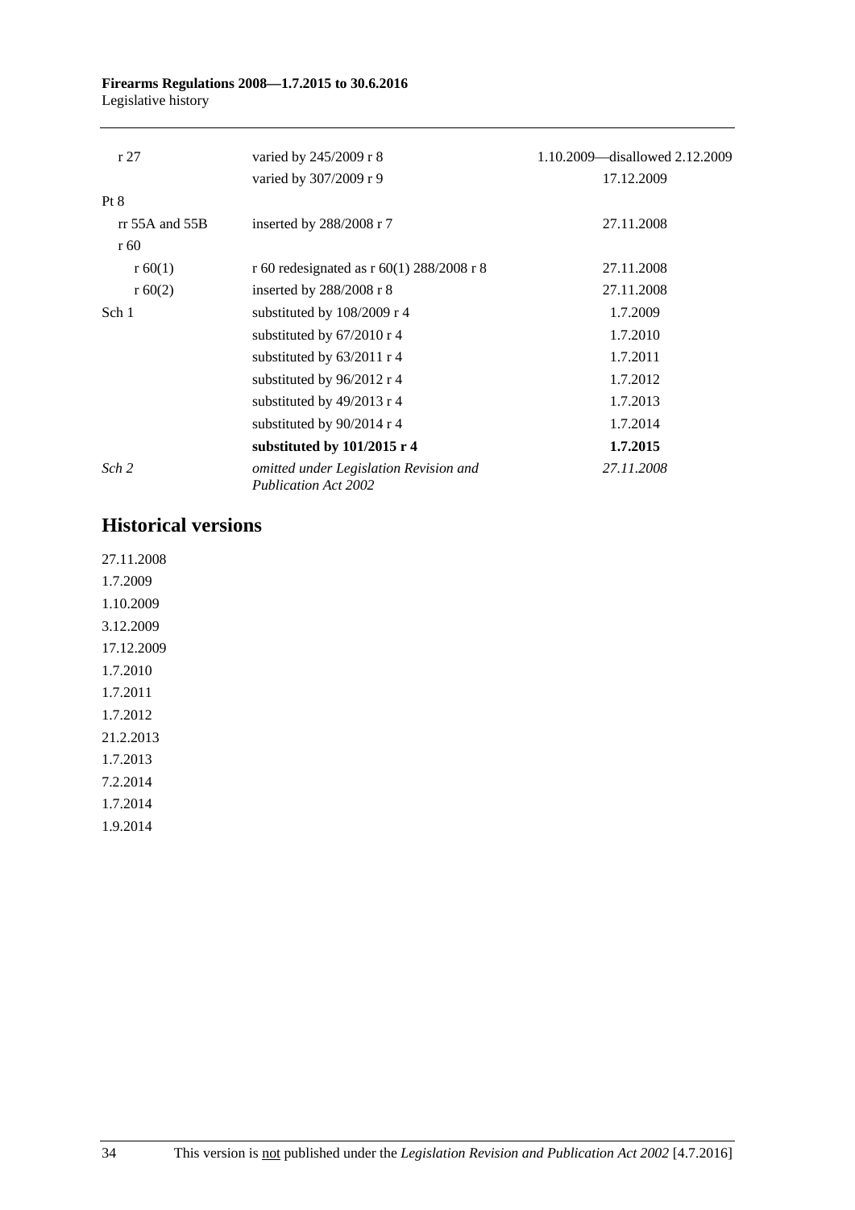| | | |
|---|---|---|
| r 27 | varied by 245/2009 r 8 | 1.10.2009—disallowed 2.12.2009 |
| | varied by 307/2009 r 9 | 17.12.2009 |
| Pt 8 | | |
| rr 55A and 55B | inserted by 288/2008 r 7 | 27.11.2008 |
| r 60 | | |
| r 60(1) | r 60 redesignated as r 60(1) 288/2008 r 8 | 27.11.2008 |
| r 60(2) | inserted by 288/2008 r 8 | 27.11.2008 |
| Sch 1 | substituted by 108/2009 r 4 | 1.7.2009 |
| | substituted by 67/2010 r 4 | 1.7.2010 |
| | substituted by 63/2011 r 4 | 1.7.2011 |
| | substituted by 96/2012 r 4 | 1.7.2012 |
| | substituted by 49/2013 r 4 | 1.7.2013 |
| | substituted by 90/2014 r 4 | 1.7.2014 |
| | **substituted by 101/2015 r 4** | **1.7.2015** |
| *Sch 2* | *omitted under Legislation Revision and Publication Act 2002* | *27.11.2008* |

## Historical versions

27.11.2008

1.7.2009

1.10.2009

3.12.2009

17.12.2009

1.7.2010

1.7.2011

1.7.2012

21.2.2013

1.7.2013

7.2.2014

1.7.2014

1.9.2014